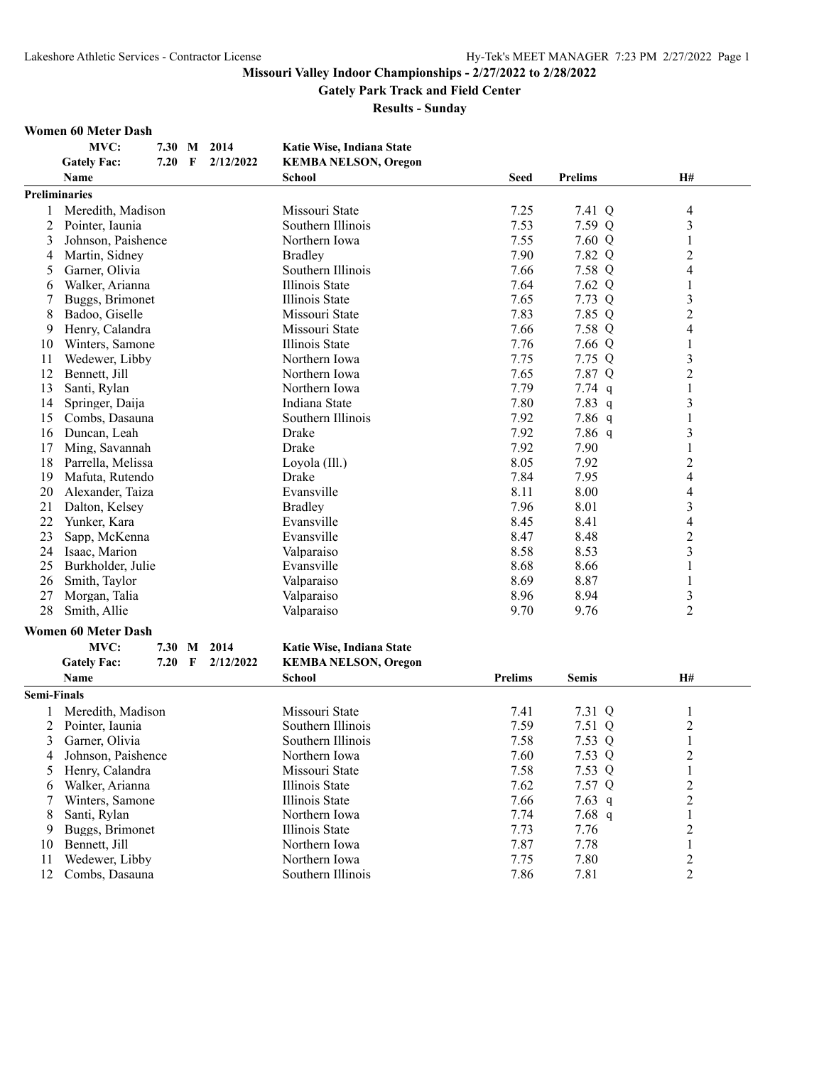# Missouri Valley Indoor Championships - 2/27/2022 to 2/28/2022

## Gately Park Track and Field Center

### Results - Sunday

**Women 60 Meter Dash**

| | | | | |
|---|---|---|---|---|
| MVC: | 7.30 | M | 2014 | Katie Wise, Indiana State |
| Gately Fac: | 7.20 | F | 2/12/2022 | KEMBA NELSON, Oregon |

| | Name | School | Seed | Prelims | H# |
|---|---|---|---|---|---|
| **Preliminaries** | | | | | |
| 1 | Meredith, Madison | Missouri State | 7.25 | 7.41 Q | 4 |
| 2 | Pointer, Iaunia | Southern Illinois | 7.53 | 7.59 Q | 3 |
| 3 | Johnson, Paishence | Northern Iowa | 7.55 | 7.60 Q | 1 |
| 4 | Martin, Sidney | Bradley | 7.90 | 7.82 Q | 2 |
| 5 | Garner, Olivia | Southern Illinois | 7.66 | 7.58 Q | 4 |
| 6 | Walker, Arianna | Illinois State | 7.64 | 7.62 Q | 1 |
| 7 | Buggs, Brimonet | Illinois State | 7.65 | 7.73 Q | 3 |
| 8 | Badoo, Giselle | Missouri State | 7.83 | 7.85 Q | 2 |
| 9 | Henry, Calandra | Missouri State | 7.66 | 7.58 Q | 4 |
| 10 | Winters, Samone | Illinois State | 7.76 | 7.66 Q | 1 |
| 11 | Wedewer, Libby | Northern Iowa | 7.75 | 7.75 Q | 3 |
| 12 | Bennett, Jill | Northern Iowa | 7.65 | 7.87 Q | 2 |
| 13 | Santi, Rylan | Northern Iowa | 7.79 | 7.74 q | 1 |
| 14 | Springer, Daija | Indiana State | 7.80 | 7.83 q | 3 |
| 15 | Combs, Dasauna | Southern Illinois | 7.92 | 7.86 q | 1 |
| 16 | Duncan, Leah | Drake | 7.92 | 7.86 q | 3 |
| 17 | Ming, Savannah | Drake | 7.92 | 7.90 | 1 |
| 18 | Parrella, Melissa | Loyola (Ill.) | 8.05 | 7.92 | 2 |
| 19 | Mafuta, Rutendo | Drake | 7.84 | 7.95 | 4 |
| 20 | Alexander, Taiza | Evansville | 8.11 | 8.00 | 4 |
| 21 | Dalton, Kelsey | Bradley | 7.96 | 8.01 | 3 |
| 22 | Yunker, Kara | Evansville | 8.45 | 8.41 | 4 |
| 23 | Sapp, McKenna | Evansville | 8.47 | 8.48 | 2 |
| 24 | Isaac, Marion | Valparaiso | 8.58 | 8.53 | 3 |
| 25 | Burkholder, Julie | Evansville | 8.68 | 8.66 | 1 |
| 26 | Smith, Taylor | Valparaiso | 8.69 | 8.87 | 1 |
| 27 | Morgan, Talia | Valparaiso | 8.96 | 8.94 | 3 |
| 28 | Smith, Allie | Valparaiso | 9.70 | 9.76 | 2 |

**Women 60 Meter Dash**

| | | | | |
|---|---|---|---|---|
| MVC: | 7.30 | M | 2014 | Katie Wise, Indiana State |
| Gately Fac: | 7.20 | F | 2/12/2022 | KEMBA NELSON, Oregon |

| | Name | School | Prelims | Semis | H# |
|---|---|---|---|---|---|
| **Semi-Finals** | | | | | |
| 1 | Meredith, Madison | Missouri State | 7.41 | 7.31 Q | 1 |
| 2 | Pointer, Iaunia | Southern Illinois | 7.59 | 7.51 Q | 2 |
| 3 | Garner, Olivia | Southern Illinois | 7.58 | 7.53 Q | 1 |
| 4 | Johnson, Paishence | Northern Iowa | 7.60 | 7.53 Q | 2 |
| 5 | Henry, Calandra | Missouri State | 7.58 | 7.53 Q | 1 |
| 6 | Walker, Arianna | Illinois State | 7.62 | 7.57 Q | 2 |
| 7 | Winters, Samone | Illinois State | 7.66 | 7.63 q | 2 |
| 8 | Santi, Rylan | Northern Iowa | 7.74 | 7.68 q | 1 |
| 9 | Buggs, Brimonet | Illinois State | 7.73 | 7.76 | 2 |
| 10 | Bennett, Jill | Northern Iowa | 7.87 | 7.78 | 1 |
| 11 | Wedewer, Libby | Northern Iowa | 7.75 | 7.80 | 2 |
| 12 | Combs, Dasauna | Southern Illinois | 7.86 | 7.81 | 2 |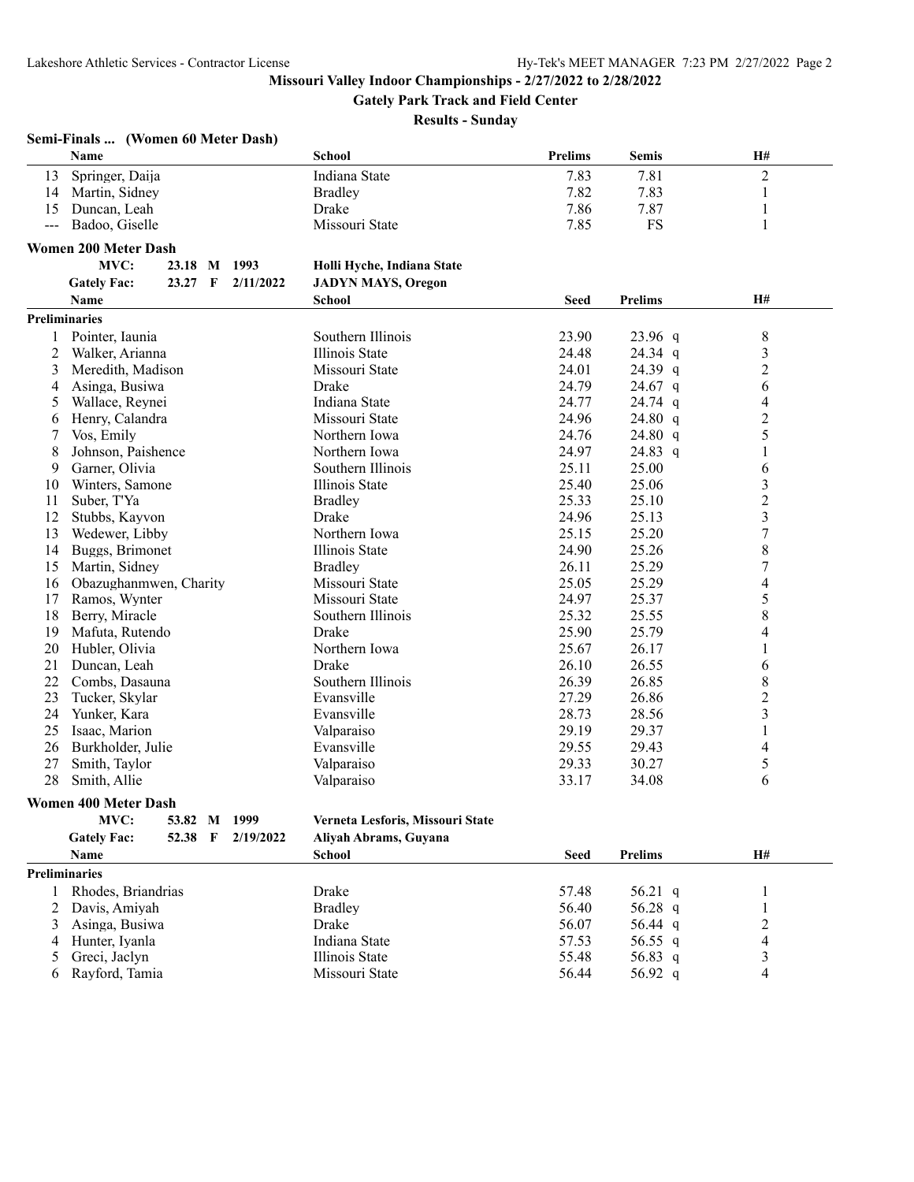# Missouri Valley Indoor Championships - 2/27/2022 to 2/28/2022

## Gately Park Track and Field Center

### Results - Sunday

**Semi-Finals ... (Women 60 Meter Dash)**

| | Name | School | Prelims | Semis | H# |
|---|---|---|---|---|---|
| 13 | Springer, Daija | Indiana State | 7.83 | 7.81 | 2 |
| 14 | Martin, Sidney | Bradley | 7.82 | 7.83 | 1 |
| 15 | Duncan, Leah | Drake | 7.86 | 7.87 | 1 |
| --- | Badoo, Giselle | Missouri State | 7.85 | FS | 1 |

**Women 200 Meter Dash**

| | | | | |
|---|---|---|---|---|
| MVC: | 23.18 | M | 1993 | Holli Hyche, Indiana State |
| Gately Fac: | 23.27 | F | 2/11/2022 | JADYN MAYS, Oregon |

**Preliminaries**

| | Name | School | Seed | Prelims | H# |
|---|---|---|---|---|---|
| 1 | Pointer, Iaunia | Southern Illinois | 23.90 | 23.96 q | 8 |
| 2 | Walker, Arianna | Illinois State | 24.48 | 24.34 q | 3 |
| 3 | Meredith, Madison | Missouri State | 24.01 | 24.39 q | 2 |
| 4 | Asinga, Busiwa | Drake | 24.79 | 24.67 q | 6 |
| 5 | Wallace, Reynei | Indiana State | 24.77 | 24.74 q | 4 |
| 6 | Henry, Calandra | Missouri State | 24.96 | 24.80 q | 2 |
| 7 | Vos, Emily | Northern Iowa | 24.76 | 24.80 q | 5 |
| 8 | Johnson, Paishence | Northern Iowa | 24.97 | 24.83 q | 1 |
| 9 | Garner, Olivia | Southern Illinois | 25.11 | 25.00 | 6 |
| 10 | Winters, Samone | Illinois State | 25.40 | 25.06 | 3 |
| 11 | Suber, T'Ya | Bradley | 25.33 | 25.10 | 2 |
| 12 | Stubbs, Kayvon | Drake | 24.96 | 25.13 | 3 |
| 13 | Wedewer, Libby | Northern Iowa | 25.15 | 25.20 | 7 |
| 14 | Buggs, Brimonet | Illinois State | 24.90 | 25.26 | 8 |
| 15 | Martin, Sidney | Bradley | 26.11 | 25.29 | 7 |
| 16 | Obazughanmwen, Charity | Missouri State | 25.05 | 25.29 | 4 |
| 17 | Ramos, Wynter | Missouri State | 24.97 | 25.37 | 5 |
| 18 | Berry, Miracle | Southern Illinois | 25.32 | 25.55 | 8 |
| 19 | Mafuta, Rutendo | Drake | 25.90 | 25.79 | 4 |
| 20 | Hubler, Olivia | Northern Iowa | 25.67 | 26.17 | 1 |
| 21 | Duncan, Leah | Drake | 26.10 | 26.55 | 6 |
| 22 | Combs, Dasauna | Southern Illinois | 26.39 | 26.85 | 8 |
| 23 | Tucker, Skylar | Evansville | 27.29 | 26.86 | 2 |
| 24 | Yunker, Kara | Evansville | 28.73 | 28.56 | 3 |
| 25 | Isaac, Marion | Valparaiso | 29.19 | 29.37 | 1 |
| 26 | Burkholder, Julie | Evansville | 29.55 | 29.43 | 4 |
| 27 | Smith, Taylor | Valparaiso | 29.33 | 30.27 | 5 |
| 28 | Smith, Allie | Valparaiso | 33.17 | 34.08 | 6 |

**Women 400 Meter Dash**

| | | | | |
|---|---|---|---|---|
| MVC: | 53.82 | M | 1999 | Verneta Lesforis, Missouri State |
| Gately Fac: | 52.38 | F | 2/19/2022 | Aliyah Abrams, Guyana |

**Preliminaries**

| | Name | School | Seed | Prelims | H# |
|---|---|---|---|---|---|
| 1 | Rhodes, Briandrias | Drake | 57.48 | 56.21 q | 1 |
| 2 | Davis, Amiyah | Bradley | 56.40 | 56.28 q | 1 |
| 3 | Asinga, Busiwa | Drake | 56.07 | 56.44 q | 2 |
| 4 | Hunter, Iyanla | Indiana State | 57.53 | 56.55 q | 4 |
| 5 | Greci, Jaclyn | Illinois State | 55.48 | 56.83 q | 3 |
| 6 | Rayford, Tamia | Missouri State | 56.44 | 56.92 q | 4 |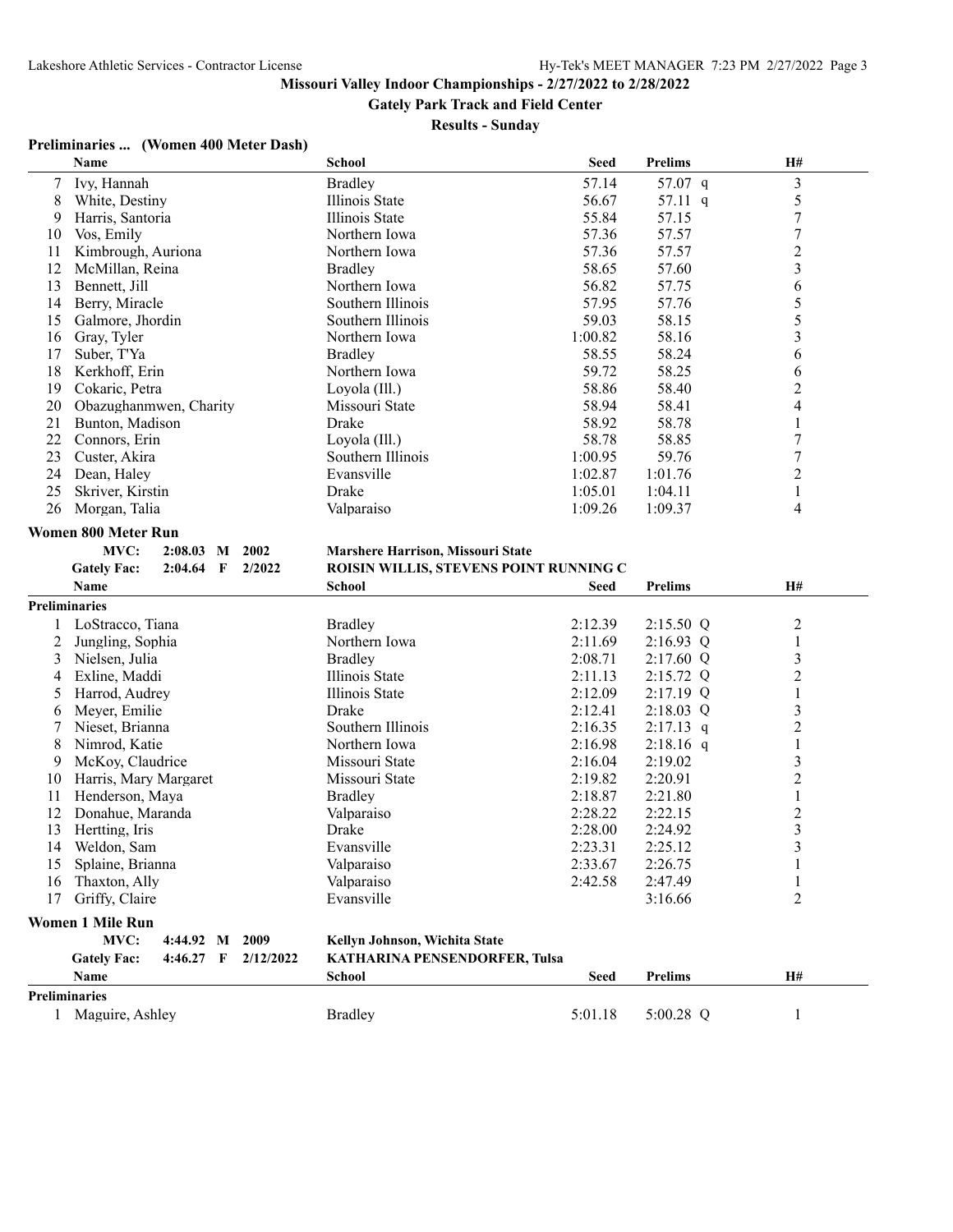**Missouri Valley Indoor Championships - 2/27/2022 to 2/28/2022**

**Gately Park Track and Field Center**

**Results - Sunday**

### Preliminaries ... (Women 400 Meter Dash)

| | Name | School | Seed | Prelims | H# |
|---|---|---|---|---|---|
| 7 | Ivy, Hannah | Bradley | 57.14 | 57.07 q | 3 |
| 8 | White, Destiny | Illinois State | 56.67 | 57.11 q | 5 |
| 9 | Harris, Santoria | Illinois State | 55.84 | 57.15 | 7 |
| 10 | Vos, Emily | Northern Iowa | 57.36 | 57.57 | 7 |
| 11 | Kimbrough, Auriona | Northern Iowa | 57.36 | 57.57 | 2 |
| 12 | McMillan, Reina | Bradley | 58.65 | 57.60 | 3 |
| 13 | Bennett, Jill | Northern Iowa | 56.82 | 57.75 | 6 |
| 14 | Berry, Miracle | Southern Illinois | 57.95 | 57.76 | 5 |
| 15 | Galmore, Jhordin | Southern Illinois | 59.03 | 58.15 | 5 |
| 16 | Gray, Tyler | Northern Iowa | 1:00.82 | 58.16 | 3 |
| 17 | Suber, T'Ya | Bradley | 58.55 | 58.24 | 6 |
| 18 | Kerkhoff, Erin | Northern Iowa | 59.72 | 58.25 | 6 |
| 19 | Cokaric, Petra | Loyola (Ill.) | 58.86 | 58.40 | 2 |
| 20 | Obazughanmwen, Charity | Missouri State | 58.94 | 58.41 | 4 |
| 21 | Bunton, Madison | Drake | 58.92 | 58.78 | 1 |
| 22 | Connors, Erin | Loyola (Ill.) | 58.78 | 58.85 | 7 |
| 23 | Custer, Akira | Southern Illinois | 1:00.95 | 59.76 | 7 |
| 24 | Dean, Haley | Evansville | 1:02.87 | 1:01.76 | 2 |
| 25 | Skriver, Kirstin | Drake | 1:05.01 | 1:04.11 | 1 |
| 26 | Morgan, Talia | Valparaiso | 1:09.26 | 1:09.37 | 4 |

### Women 800 Meter Run

MVC: 2:08.03 M 2002 — Marshere Harrison, Missouri State

Gately Fac: 2:04.64 F 2/2022 — ROISIN WILLIS, STEVENS POINT RUNNING C

**Preliminaries**

| | Name | School | Seed | Prelims | H# |
|---|---|---|---|---|---|
| 1 | LoStracco, Tiana | Bradley | 2:12.39 | 2:15.50 Q | 2 |
| 2 | Jungling, Sophia | Northern Iowa | 2:11.69 | 2:16.93 Q | 1 |
| 3 | Nielsen, Julia | Bradley | 2:08.71 | 2:17.60 Q | 3 |
| 4 | Exline, Maddi | Illinois State | 2:11.13 | 2:15.72 Q | 2 |
| 5 | Harrod, Audrey | Illinois State | 2:12.09 | 2:17.19 Q | 1 |
| 6 | Meyer, Emilie | Drake | 2:12.41 | 2:18.03 Q | 3 |
| 7 | Nieset, Brianna | Southern Illinois | 2:16.35 | 2:17.13 q | 2 |
| 8 | Nimrod, Katie | Northern Iowa | 2:16.98 | 2:18.16 q | 1 |
| 9 | McKoy, Claudrice | Missouri State | 2:16.04 | 2:19.02 | 3 |
| 10 | Harris, Mary Margaret | Missouri State | 2:19.82 | 2:20.91 | 2 |
| 11 | Henderson, Maya | Bradley | 2:18.87 | 2:21.80 | 1 |
| 12 | Donahue, Maranda | Valparaiso | 2:28.22 | 2:22.15 | 2 |
| 13 | Hertting, Iris | Drake | 2:28.00 | 2:24.92 | 3 |
| 14 | Weldon, Sam | Evansville | 2:23.31 | 2:25.12 | 3 |
| 15 | Splaine, Brianna | Valparaiso | 2:33.67 | 2:26.75 | 1 |
| 16 | Thaxton, Ally | Valparaiso | 2:42.58 | 2:47.49 | 1 |
| 17 | Griffy, Claire | Evansville | | 3:16.66 | 2 |

### Women 1 Mile Run

MVC: 4:44.92 M 2009 — Kellyn Johnson, Wichita State

Gately Fac: 4:46.27 F 2/12/2022 — KATHARINA PENSENDORFER, Tulsa

**Preliminaries**

| | Name | School | Seed | Prelims | H# |
|---|---|---|---|---|---|
| 1 | Maguire, Ashley | Bradley | 5:01.18 | 5:00.28 Q | 1 |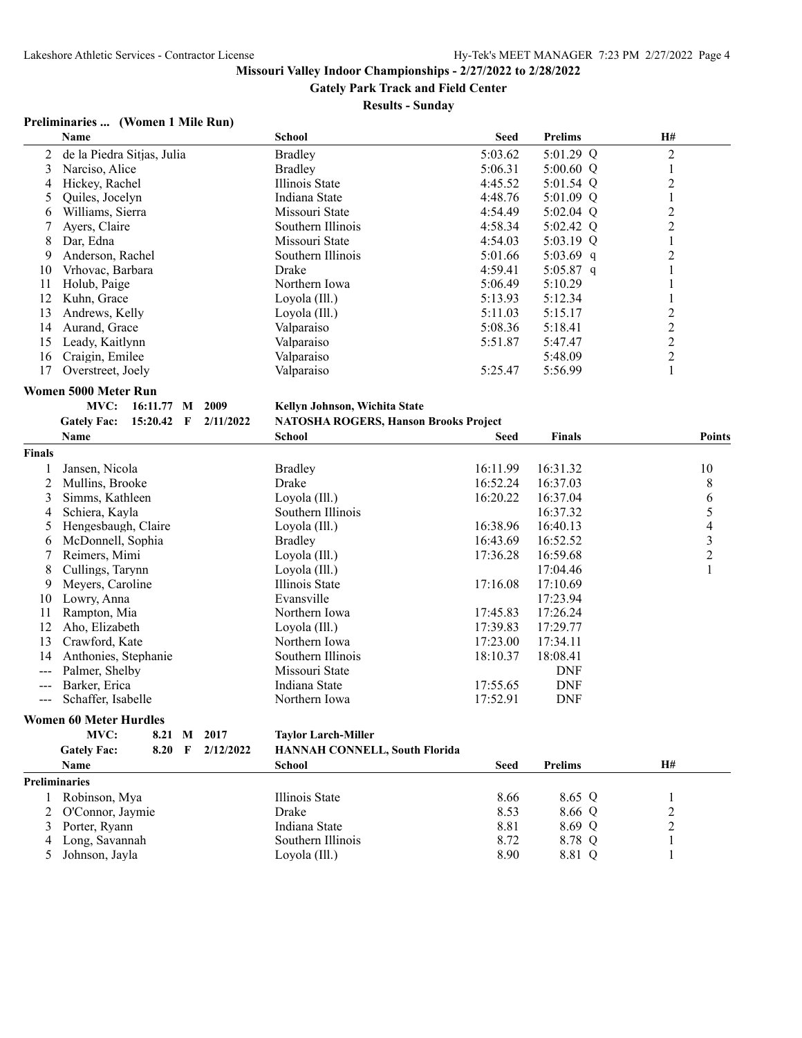# Missouri Valley Indoor Championships - 2/27/2022 to 2/28/2022

## Gately Park Track and Field Center

### Results - Sunday

**Preliminaries ... (Women 1 Mile Run)**

| | Name | School | Seed | Prelims | H# |
|---|---|---|---|---|---|
| 2 | de la Piedra Sitjas, Julia | Bradley | 5:03.62 | 5:01.29 Q | 2 |
| 3 | Narciso, Alice | Bradley | 5:06.31 | 5:00.60 Q | 1 |
| 4 | Hickey, Rachel | Illinois State | 4:45.52 | 5:01.54 Q | 2 |
| 5 | Quiles, Jocelyn | Indiana State | 4:48.76 | 5:01.09 Q | 1 |
| 6 | Williams, Sierra | Missouri State | 4:54.49 | 5:02.04 Q | 2 |
| 7 | Ayers, Claire | Southern Illinois | 4:58.34 | 5:02.42 Q | 2 |
| 8 | Dar, Edna | Missouri State | 4:54.03 | 5:03.19 Q | 1 |
| 9 | Anderson, Rachel | Southern Illinois | 5:01.66 | 5:03.69 q | 2 |
| 10 | Vrhovac, Barbara | Drake | 4:59.41 | 5:05.87 q | 1 |
| 11 | Holub, Paige | Northern Iowa | 5:06.49 | 5:10.29 | 1 |
| 12 | Kuhn, Grace | Loyola (Ill.) | 5:13.93 | 5:12.34 | 1 |
| 13 | Andrews, Kelly | Loyola (Ill.) | 5:11.03 | 5:15.17 | 2 |
| 14 | Aurand, Grace | Valparaiso | 5:08.36 | 5:18.41 | 2 |
| 15 | Leady, Kaitlynn | Valparaiso | 5:51.87 | 5:47.47 | 2 |
| 16 | Craigin, Emilee | Valparaiso | | 5:48.09 | 2 |
| 17 | Overstreet, Joely | Valparaiso | 5:25.47 | 5:56.99 | 1 |

**Women 5000 Meter Run**

MVC: 16:11.77 M 2009 Kellyn Johnson, Wichita State
Gately Fac: 15:20.42 F 2/11/2022 NATOSHA ROGERS, Hanson Brooks Project

| | Name | School | Seed | Finals | Points |
|---|---|---|---|---|---|
| **Finals** | | | | | |
| 1 | Jansen, Nicola | Bradley | 16:11.99 | 16:31.32 | 10 |
| 2 | Mullins, Brooke | Drake | 16:52.24 | 16:37.03 | 8 |
| 3 | Simms, Kathleen | Loyola (Ill.) | 16:20.22 | 16:37.04 | 6 |
| 4 | Schiera, Kayla | Southern Illinois | | 16:37.32 | 5 |
| 5 | Hengesbaugh, Claire | Loyola (Ill.) | 16:38.96 | 16:40.13 | 4 |
| 6 | McDonnell, Sophia | Bradley | 16:43.69 | 16:52.52 | 3 |
| 7 | Reimers, Mimi | Loyola (Ill.) | 17:36.28 | 16:59.68 | 2 |
| 8 | Cullings, Tarynn | Loyola (Ill.) | | 17:04.46 | 1 |
| 9 | Meyers, Caroline | Illinois State | 17:16.08 | 17:10.69 | |
| 10 | Lowry, Anna | Evansville | | 17:23.94 | |
| 11 | Rampton, Mia | Northern Iowa | 17:45.83 | 17:26.24 | |
| 12 | Aho, Elizabeth | Loyola (Ill.) | 17:39.83 | 17:29.77 | |
| 13 | Crawford, Kate | Northern Iowa | 17:23.00 | 17:34.11 | |
| 14 | Anthonies, Stephanie | Southern Illinois | 18:10.37 | 18:08.41 | |
| --- | Palmer, Shelby | Missouri State | | DNF | |
| --- | Barker, Erica | Indiana State | 17:55.65 | DNF | |
| --- | Schaffer, Isabelle | Northern Iowa | 17:52.91 | DNF | |

**Women 60 Meter Hurdles**

MVC: 8.21 M 2017 Taylor Larch-Miller
Gately Fac: 8.20 F 2/12/2022 HANNAH CONNELL, South Florida

| | Name | School | Seed | Prelims | H# |
|---|---|---|---|---|---|
| **Preliminaries** | | | | | |
| 1 | Robinson, Mya | Illinois State | 8.66 | 8.65 Q | 1 |
| 2 | O'Connor, Jaymie | Drake | 8.53 | 8.66 Q | 2 |
| 3 | Porter, Ryann | Indiana State | 8.81 | 8.69 Q | 2 |
| 4 | Long, Savannah | Southern Illinois | 8.72 | 8.78 Q | 1 |
| 5 | Johnson, Jayla | Loyola (Ill.) | 8.90 | 8.81 Q | 1 |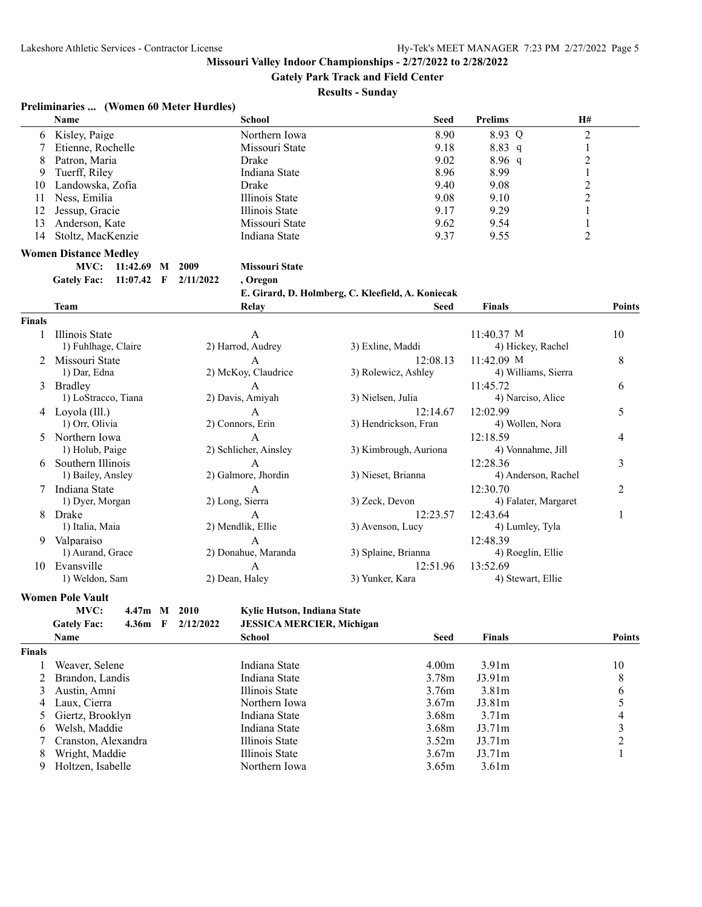**Missouri Valley Indoor Championships - 2/27/2022 to 2/28/2022**

**Gately Park Track and Field Center**

**Results - Sunday**

### Preliminaries ... (Women 60 Meter Hurdles)

| | Name | School | Seed | Prelims | H# |
|---|---|---|---|---|---|
| 6 | Kisley, Paige | Northern Iowa | 8.90 | 8.93 Q | 2 |
| 7 | Etienne, Rochelle | Missouri State | 9.18 | 8.83 q | 1 |
| 8 | Patron, Maria | Drake | 9.02 | 8.96 q | 2 |
| 9 | Tuerff, Riley | Indiana State | 8.96 | 8.99 | 1 |
| 10 | Landowska, Zofia | Drake | 9.40 | 9.08 | 2 |
| 11 | Ness, Emilia | Illinois State | 9.08 | 9.10 | 2 |
| 12 | Jessup, Gracie | Illinois State | 9.17 | 9.29 | 1 |
| 13 | Anderson, Kate | Missouri State | 9.62 | 9.54 | 1 |
| 14 | Stoltz, MacKenzie | Indiana State | 9.37 | 9.55 | 2 |

### Women Distance Medley

**MVC:** 11:42.69 M 2009 **Missouri State**
**Gately Fac:** 11:07.42 F 2/11/2022 **, Oregon**
**E. Girard, D. Holmberg, C. Kleefield, A. Koniecak**

| | Team | Relay | | Seed | Finals | Points |
|---|---|---|---|---|---|---|
| **Finals** | | | | | | |
| 1 | Illinois State | A | | | 11:40.37 M | 10 |
| | 1) Fuhlhage, Claire | 2) Harrod, Audrey | 3) Exline, Maddi | | 4) Hickey, Rachel | |
| 2 | Missouri State | A | | 12:08.13 | 11:42.09 M | 8 |
| | 1) Dar, Edna | 2) McKoy, Claudrice | 3) Rolewicz, Ashley | | 4) Williams, Sierra | |
| 3 | Bradley | A | | | 11:45.72 | 6 |
| | 1) LoStracco, Tiana | 2) Davis, Amiyah | 3) Nielsen, Julia | | 4) Narciso, Alice | |
| 4 | Loyola (Ill.) | A | | 12:14.67 | 12:02.99 | 5 |
| | 1) Orr, Olivia | 2) Connors, Erin | 3) Hendrickson, Fran | | 4) Wollen, Nora | |
| 5 | Northern Iowa | A | | | 12:18.59 | 4 |
| | 1) Holub, Paige | 2) Schlicher, Ainsley | 3) Kimbrough, Auriona | | 4) Vonnahme, Jill | |
| 6 | Southern Illinois | A | | | 12:28.36 | 3 |
| | 1) Bailey, Ansley | 2) Galmore, Jhordin | 3) Nieset, Brianna | | 4) Anderson, Rachel | |
| 7 | Indiana State | A | | | 12:30.70 | 2 |
| | 1) Dyer, Morgan | 2) Long, Sierra | 3) Zeck, Devon | | 4) Falater, Margaret | |
| 8 | Drake | A | | 12:23.57 | 12:43.64 | 1 |
| | 1) Italia, Maia | 2) Mendlik, Ellie | 3) Avenson, Lucy | | 4) Lumley, Tyla | |
| 9 | Valparaiso | A | | | 12:48.39 | |
| | 1) Aurand, Grace | 2) Donahue, Maranda | 3) Splaine, Brianna | | 4) Roeglin, Ellie | |
| 10 | Evansville | A | | 12:51.96 | 13:52.69 | |
| | 1) Weldon, Sam | 2) Dean, Haley | 3) Yunker, Kara | | 4) Stewart, Ellie | |

### Women Pole Vault

**MVC:** 4.47m M 2010 **Kylie Hutson, Indiana State**
**Gately Fac:** 4.36m F 2/12/2022 **JESSICA MERCIER, Michigan**

| | Name | School | Seed | Finals | Points |
|---|---|---|---|---|---|
| **Finals** | | | | | |
| 1 | Weaver, Selene | Indiana State | 4.00m | 3.91m | 10 |
| 2 | Brandon, Landis | Indiana State | 3.78m | J3.91m | 8 |
| 3 | Austin, Amni | Illinois State | 3.76m | 3.81m | 6 |
| 4 | Laux, Cierra | Northern Iowa | 3.67m | J3.81m | 5 |
| 5 | Giertz, Brooklyn | Indiana State | 3.68m | 3.71m | 4 |
| 6 | Welsh, Maddie | Indiana State | 3.68m | J3.71m | 3 |
| 7 | Cranston, Alexandra | Illinois State | 3.52m | J3.71m | 2 |
| 8 | Wright, Maddie | Illinois State | 3.67m | J3.71m | 1 |
| 9 | Holtzen, Isabelle | Northern Iowa | 3.65m | 3.61m | |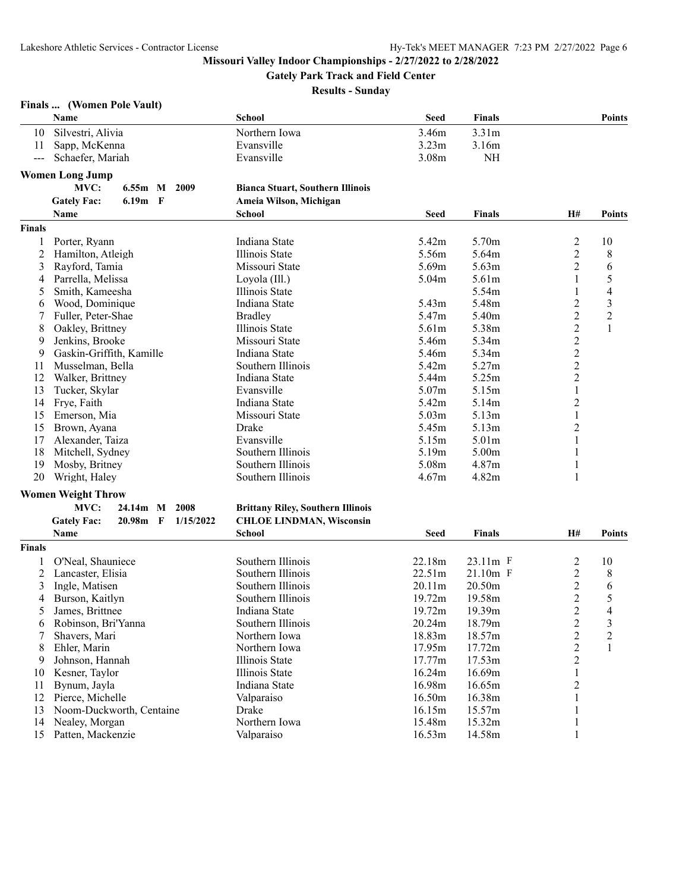**Missouri Valley Indoor Championships - 2/27/2022 to 2/28/2022**

**Gately Park Track and Field Center**

**Results - Sunday**

### Finals ... (Women Pole Vault)

| | Name | School | Seed | Finals | Points |
|---|---|---|---|---|---|
| 10 | Silvestri, Alivia | Northern Iowa | 3.46m | 3.31m | |
| 11 | Sapp, McKenna | Evansville | 3.23m | 3.16m | |
| --- | Schaefer, Mariah | Evansville | 3.08m | NH | |

### Women Long Jump

**MVC: 6.55m M 2009 — Bianca Stuart, Southern Illinois**

**Gately Fac: 6.19m F — Ameia Wilson, Michigan**

| | Name | School | Seed | Finals | H# | Points |
|---|---|---|---|---|---|---|
| **Finals** | | | | | | |
| 1 | Porter, Ryann | Indiana State | 5.42m | 5.70m | 2 | 10 |
| 2 | Hamilton, Atleigh | Illinois State | 5.56m | 5.64m | 2 | 8 |
| 3 | Rayford, Tamia | Missouri State | 5.69m | 5.63m | 2 | 6 |
| 4 | Parrella, Melissa | Loyola (Ill.) | 5.04m | 5.61m | 1 | 5 |
| 5 | Smith, Kameesha | Illinois State | | 5.54m | 1 | 4 |
| 6 | Wood, Dominique | Indiana State | 5.43m | 5.48m | 2 | 3 |
| 7 | Fuller, Peter-Shae | Bradley | 5.47m | 5.40m | 2 | 2 |
| 8 | Oakley, Brittney | Illinois State | 5.61m | 5.38m | 2 | 1 |
| 9 | Jenkins, Brooke | Missouri State | 5.46m | 5.34m | 2 | |
| 9 | Gaskin-Griffith, Kamille | Indiana State | 5.46m | 5.34m | 2 | |
| 11 | Musselman, Bella | Southern Illinois | 5.42m | 5.27m | 2 | |
| 12 | Walker, Brittney | Indiana State | 5.44m | 5.25m | 2 | |
| 13 | Tucker, Skylar | Evansville | 5.07m | 5.15m | 1 | |
| 14 | Frye, Faith | Indiana State | 5.42m | 5.14m | 2 | |
| 15 | Emerson, Mia | Missouri State | 5.03m | 5.13m | 1 | |
| 15 | Brown, Ayana | Drake | 5.45m | 5.13m | 2 | |
| 17 | Alexander, Taiza | Evansville | 5.15m | 5.01m | 1 | |
| 18 | Mitchell, Sydney | Southern Illinois | 5.19m | 5.00m | 1 | |
| 19 | Mosby, Britney | Southern Illinois | 5.08m | 4.87m | 1 | |
| 20 | Wright, Haley | Southern Illinois | 4.67m | 4.82m | 1 | |

### Women Weight Throw

**MVC: 24.14m M 2008 — Brittany Riley, Southern Illinois**

**Gately Fac: 20.98m F 1/15/2022 — CHLOE LINDMAN, Wisconsin**

| | Name | School | Seed | Finals | H# | Points |
|---|---|---|---|---|---|---|
| **Finals** | | | | | | |
| 1 | O'Neal, Shauniece | Southern Illinois | 22.18m | 23.11m F | 2 | 10 |
| 2 | Lancaster, Elisia | Southern Illinois | 22.51m | 21.10m F | 2 | 8 |
| 3 | Ingle, Matisen | Southern Illinois | 20.11m | 20.50m | 2 | 6 |
| 4 | Burson, Kaitlyn | Southern Illinois | 19.72m | 19.58m | 2 | 5 |
| 5 | James, Brittnee | Indiana State | 19.72m | 19.39m | 2 | 4 |
| 6 | Robinson, Bri'Yanna | Southern Illinois | 20.24m | 18.79m | 2 | 3 |
| 7 | Shavers, Mari | Northern Iowa | 18.83m | 18.57m | 2 | 2 |
| 8 | Ehler, Marin | Northern Iowa | 17.95m | 17.72m | 2 | 1 |
| 9 | Johnson, Hannah | Illinois State | 17.77m | 17.53m | 2 | |
| 10 | Kesner, Taylor | Illinois State | 16.24m | 16.69m | 1 | |
| 11 | Bynum, Jayla | Indiana State | 16.98m | 16.65m | 2 | |
| 12 | Pierce, Michelle | Valparaiso | 16.50m | 16.38m | 1 | |
| 13 | Noom-Duckworth, Centaine | Drake | 16.15m | 15.57m | 1 | |
| 14 | Nealey, Morgan | Northern Iowa | 15.48m | 15.32m | 1 | |
| 15 | Patten, Mackenzie | Valparaiso | 16.53m | 14.58m | 1 | |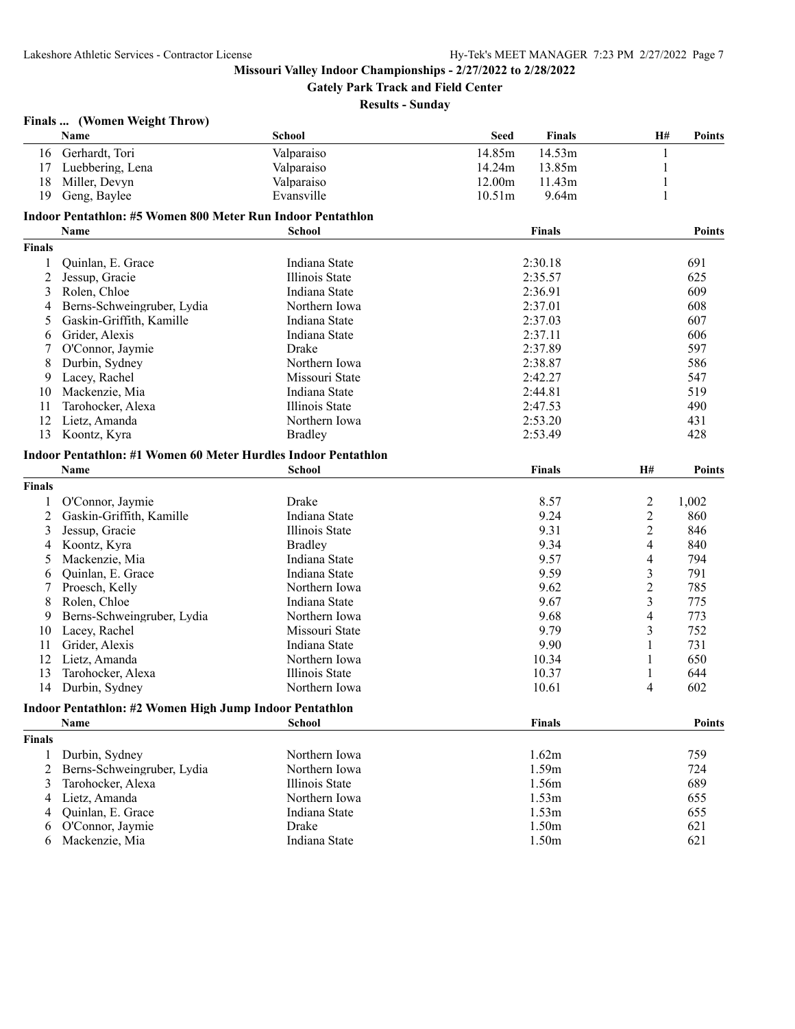Lakeshore Athletic Services - Contractor License

**Missouri Valley Indoor Championships - 2/27/2022 to 2/28/2022**

**Gately Park Track and Field Center**

**Results - Sunday**

### Finals ... (Women Weight Throw)

| | Name | School | Seed | Finals | H# | Points |
|---|---|---|---|---|---|---|
| 16 | Gerhardt, Tori | Valparaiso | 14.85m | 14.53m | 1 | |
| 17 | Luebbering, Lena | Valparaiso | 14.24m | 13.85m | 1 | |
| 18 | Miller, Devyn | Valparaiso | 12.00m | 11.43m | 1 | |
| 19 | Geng, Baylee | Evansville | 10.51m | 9.64m | 1 | |

### Indoor Pentathlon: #5 Women 800 Meter Run Indoor Pentathlon

| | Name | School | Finals | Points |
|---|---|---|---|---|
| **Finals** | | | | |
| 1 | Quinlan, E. Grace | Indiana State | 2:30.18 | 691 |
| 2 | Jessup, Gracie | Illinois State | 2:35.57 | 625 |
| 3 | Rolen, Chloe | Indiana State | 2:36.91 | 609 |
| 4 | Berns-Schweingruber, Lydia | Northern Iowa | 2:37.01 | 608 |
| 5 | Gaskin-Griffith, Kamille | Indiana State | 2:37.03 | 607 |
| 6 | Grider, Alexis | Indiana State | 2:37.11 | 606 |
| 7 | O'Connor, Jaymie | Drake | 2:37.89 | 597 |
| 8 | Durbin, Sydney | Northern Iowa | 2:38.87 | 586 |
| 9 | Lacey, Rachel | Missouri State | 2:42.27 | 547 |
| 10 | Mackenzie, Mia | Indiana State | 2:44.81 | 519 |
| 11 | Tarohocker, Alexa | Illinois State | 2:47.53 | 490 |
| 12 | Lietz, Amanda | Northern Iowa | 2:53.20 | 431 |
| 13 | Koontz, Kyra | Bradley | 2:53.49 | 428 |

### Indoor Pentathlon: #1 Women 60 Meter Hurdles Indoor Pentathlon

| | Name | School | Finals | H# | Points |
|---|---|---|---|---|---|
| **Finals** | | | | | |
| 1 | O'Connor, Jaymie | Drake | 8.57 | 2 | 1,002 |
| 2 | Gaskin-Griffith, Kamille | Indiana State | 9.24 | 2 | 860 |
| 3 | Jessup, Gracie | Illinois State | 9.31 | 2 | 846 |
| 4 | Koontz, Kyra | Bradley | 9.34 | 4 | 840 |
| 5 | Mackenzie, Mia | Indiana State | 9.57 | 4 | 794 |
| 6 | Quinlan, E. Grace | Indiana State | 9.59 | 3 | 791 |
| 7 | Proesch, Kelly | Northern Iowa | 9.62 | 2 | 785 |
| 8 | Rolen, Chloe | Indiana State | 9.67 | 3 | 775 |
| 9 | Berns-Schweingruber, Lydia | Northern Iowa | 9.68 | 4 | 773 |
| 10 | Lacey, Rachel | Missouri State | 9.79 | 3 | 752 |
| 11 | Grider, Alexis | Indiana State | 9.90 | 1 | 731 |
| 12 | Lietz, Amanda | Northern Iowa | 10.34 | 1 | 650 |
| 13 | Tarohocker, Alexa | Illinois State | 10.37 | 1 | 644 |
| 14 | Durbin, Sydney | Northern Iowa | 10.61 | 4 | 602 |

### Indoor Pentathlon: #2 Women High Jump Indoor Pentathlon

| | Name | School | Finals | Points |
|---|---|---|---|---|
| **Finals** | | | | |
| 1 | Durbin, Sydney | Northern Iowa | 1.62m | 759 |
| 2 | Berns-Schweingruber, Lydia | Northern Iowa | 1.59m | 724 |
| 3 | Tarohocker, Alexa | Illinois State | 1.56m | 689 |
| 4 | Lietz, Amanda | Northern Iowa | 1.53m | 655 |
| 4 | Quinlan, E. Grace | Indiana State | 1.53m | 655 |
| 6 | O'Connor, Jaymie | Drake | 1.50m | 621 |
| 6 | Mackenzie, Mia | Indiana State | 1.50m | 621 |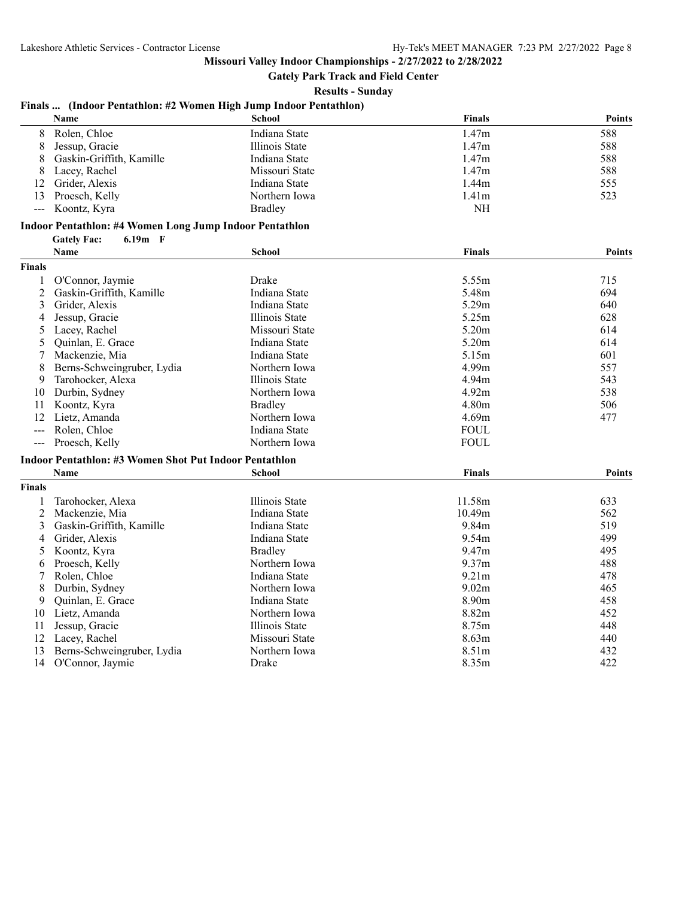Missouri Valley Indoor Championships - 2/27/2022 to 2/28/2022

Gately Park Track and Field Center

Results - Sunday

### Finals ... (Indoor Pentathlon: #2 Women High Jump Indoor Pentathlon)

| | Name | School | Finals | Points |
|---|---|---|---|---|
| 8 | Rolen, Chloe | Indiana State | 1.47m | 588 |
| 8 | Jessup, Gracie | Illinois State | 1.47m | 588 |
| 8 | Gaskin-Griffith, Kamille | Indiana State | 1.47m | 588 |
| 8 | Lacey, Rachel | Missouri State | 1.47m | 588 |
| 12 | Grider, Alexis | Indiana State | 1.44m | 555 |
| 13 | Proesch, Kelly | Northern Iowa | 1.41m | 523 |
| --- | Koontz, Kyra | Bradley | NH | |

### Indoor Pentathlon: #4 Women Long Jump Indoor Pentathlon

**Gately Fac: 6.19m F**

| | Name | School | Finals | Points |
|---|---|---|---|---|
| **Finals** | | | | |
| 1 | O'Connor, Jaymie | Drake | 5.55m | 715 |
| 2 | Gaskin-Griffith, Kamille | Indiana State | 5.48m | 694 |
| 3 | Grider, Alexis | Indiana State | 5.29m | 640 |
| 4 | Jessup, Gracie | Illinois State | 5.25m | 628 |
| 5 | Lacey, Rachel | Missouri State | 5.20m | 614 |
| 5 | Quinlan, E. Grace | Indiana State | 5.20m | 614 |
| 7 | Mackenzie, Mia | Indiana State | 5.15m | 601 |
| 8 | Berns-Schweingruber, Lydia | Northern Iowa | 4.99m | 557 |
| 9 | Tarohocker, Alexa | Illinois State | 4.94m | 543 |
| 10 | Durbin, Sydney | Northern Iowa | 4.92m | 538 |
| 11 | Koontz, Kyra | Bradley | 4.80m | 506 |
| 12 | Lietz, Amanda | Northern Iowa | 4.69m | 477 |
| --- | Rolen, Chloe | Indiana State | FOUL | |
| --- | Proesch, Kelly | Northern Iowa | FOUL | |

### Indoor Pentathlon: #3 Women Shot Put Indoor Pentathlon

| | Name | School | Finals | Points |
|---|---|---|---|---|
| **Finals** | | | | |
| 1 | Tarohocker, Alexa | Illinois State | 11.58m | 633 |
| 2 | Mackenzie, Mia | Indiana State | 10.49m | 562 |
| 3 | Gaskin-Griffith, Kamille | Indiana State | 9.84m | 519 |
| 4 | Grider, Alexis | Indiana State | 9.54m | 499 |
| 5 | Koontz, Kyra | Bradley | 9.47m | 495 |
| 6 | Proesch, Kelly | Northern Iowa | 9.37m | 488 |
| 7 | Rolen, Chloe | Indiana State | 9.21m | 478 |
| 8 | Durbin, Sydney | Northern Iowa | 9.02m | 465 |
| 9 | Quinlan, E. Grace | Indiana State | 8.90m | 458 |
| 10 | Lietz, Amanda | Northern Iowa | 8.82m | 452 |
| 11 | Jessup, Gracie | Illinois State | 8.75m | 448 |
| 12 | Lacey, Rachel | Missouri State | 8.63m | 440 |
| 13 | Berns-Schweingruber, Lydia | Northern Iowa | 8.51m | 432 |
| 14 | O'Connor, Jaymie | Drake | 8.35m | 422 |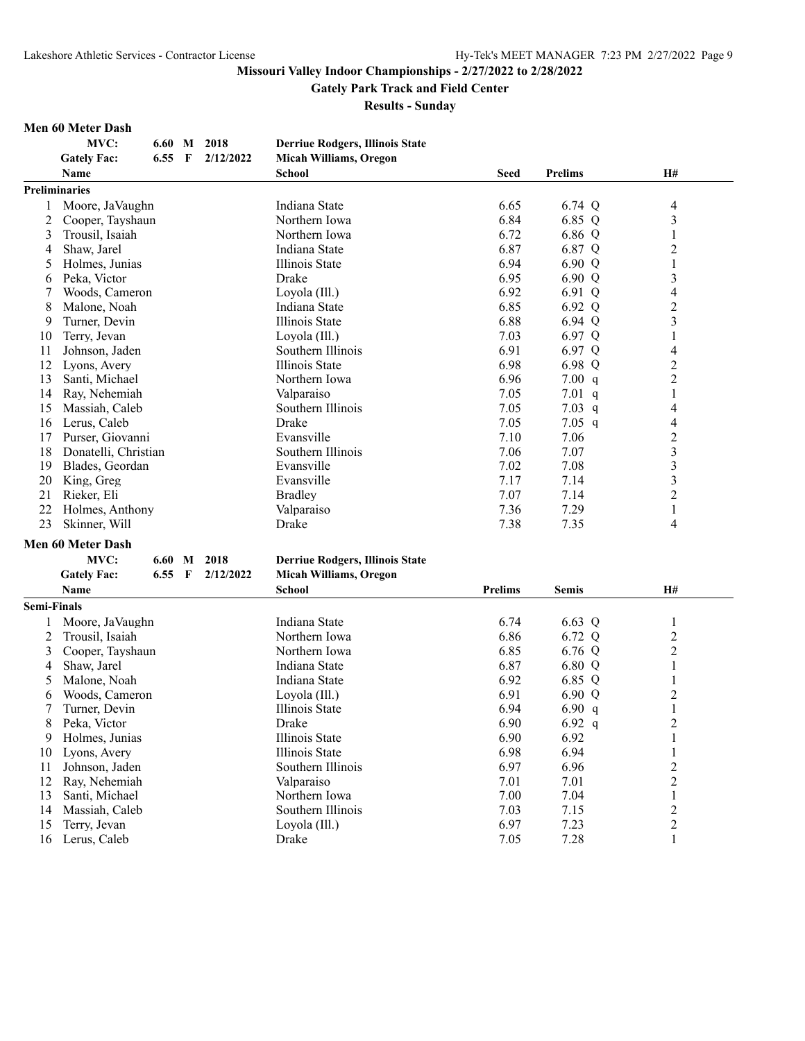**Missouri Valley Indoor Championships - 2/27/2022 to 2/28/2022**

**Gately Park Track and Field Center**

**Results - Sunday**

## Men 60 Meter Dash

| | | | | |
|---|---|---|---|---|
| **MVC:** | **6.60 M** | **2018** | **Derriue Rodgers, Illinois State** |
| **Gately Fac:** | **6.55 F** | **2/12/2022** | **Micah Williams, Oregon** |

**Preliminaries**

| | Name | School | Seed | Prelims | H# |
|---|---|---|---|---|---|
| 1 | Moore, JaVaughn | Indiana State | 6.65 | 6.74 Q | 4 |
| 2 | Cooper, Tayshaun | Northern Iowa | 6.84 | 6.85 Q | 3 |
| 3 | Trousil, Isaiah | Northern Iowa | 6.72 | 6.86 Q | 1 |
| 4 | Shaw, Jarel | Indiana State | 6.87 | 6.87 Q | 2 |
| 5 | Holmes, Junias | Illinois State | 6.94 | 6.90 Q | 1 |
| 6 | Peka, Victor | Drake | 6.95 | 6.90 Q | 3 |
| 7 | Woods, Cameron | Loyola (Ill.) | 6.92 | 6.91 Q | 4 |
| 8 | Malone, Noah | Indiana State | 6.85 | 6.92 Q | 2 |
| 9 | Turner, Devin | Illinois State | 6.88 | 6.94 Q | 3 |
| 10 | Terry, Jevan | Loyola (Ill.) | 7.03 | 6.97 Q | 1 |
| 11 | Johnson, Jaden | Southern Illinois | 6.91 | 6.97 Q | 4 |
| 12 | Lyons, Avery | Illinois State | 6.98 | 6.98 Q | 2 |
| 13 | Santi, Michael | Northern Iowa | 6.96 | 7.00 q | 2 |
| 14 | Ray, Nehemiah | Valparaiso | 7.05 | 7.01 q | 1 |
| 15 | Massiah, Caleb | Southern Illinois | 7.05 | 7.03 q | 4 |
| 16 | Lerus, Caleb | Drake | 7.05 | 7.05 q | 4 |
| 17 | Purser, Giovanni | Evansville | 7.10 | 7.06 | 2 |
| 18 | Donatelli, Christian | Southern Illinois | 7.06 | 7.07 | 3 |
| 19 | Blades, Geordan | Evansville | 7.02 | 7.08 | 3 |
| 20 | King, Greg | Evansville | 7.17 | 7.14 | 3 |
| 21 | Rieker, Eli | Bradley | 7.07 | 7.14 | 2 |
| 22 | Holmes, Anthony | Valparaiso | 7.36 | 7.29 | 1 |
| 23 | Skinner, Will | Drake | 7.38 | 7.35 | 4 |

## Men 60 Meter Dash

| | | | | |
|---|---|---|---|---|
| **MVC:** | **6.60 M** | **2018** | **Derriue Rodgers, Illinois State** |
| **Gately Fac:** | **6.55 F** | **2/12/2022** | **Micah Williams, Oregon** |

**Semi-Finals**

| | Name | School | Prelims | Semis | H# |
|---|---|---|---|---|---|
| 1 | Moore, JaVaughn | Indiana State | 6.74 | 6.63 Q | 1 |
| 2 | Trousil, Isaiah | Northern Iowa | 6.86 | 6.72 Q | 2 |
| 3 | Cooper, Tayshaun | Northern Iowa | 6.85 | 6.76 Q | 2 |
| 4 | Shaw, Jarel | Indiana State | 6.87 | 6.80 Q | 1 |
| 5 | Malone, Noah | Indiana State | 6.92 | 6.85 Q | 1 |
| 6 | Woods, Cameron | Loyola (Ill.) | 6.91 | 6.90 Q | 2 |
| 7 | Turner, Devin | Illinois State | 6.94 | 6.90 q | 1 |
| 8 | Peka, Victor | Drake | 6.90 | 6.92 q | 2 |
| 9 | Holmes, Junias | Illinois State | 6.90 | 6.92 | 1 |
| 10 | Lyons, Avery | Illinois State | 6.98 | 6.94 | 1 |
| 11 | Johnson, Jaden | Southern Illinois | 6.97 | 6.96 | 2 |
| 12 | Ray, Nehemiah | Valparaiso | 7.01 | 7.01 | 2 |
| 13 | Santi, Michael | Northern Iowa | 7.00 | 7.04 | 1 |
| 14 | Massiah, Caleb | Southern Illinois | 7.03 | 7.15 | 2 |
| 15 | Terry, Jevan | Loyola (Ill.) | 6.97 | 7.23 | 2 |
| 16 | Lerus, Caleb | Drake | 7.05 | 7.28 | 1 |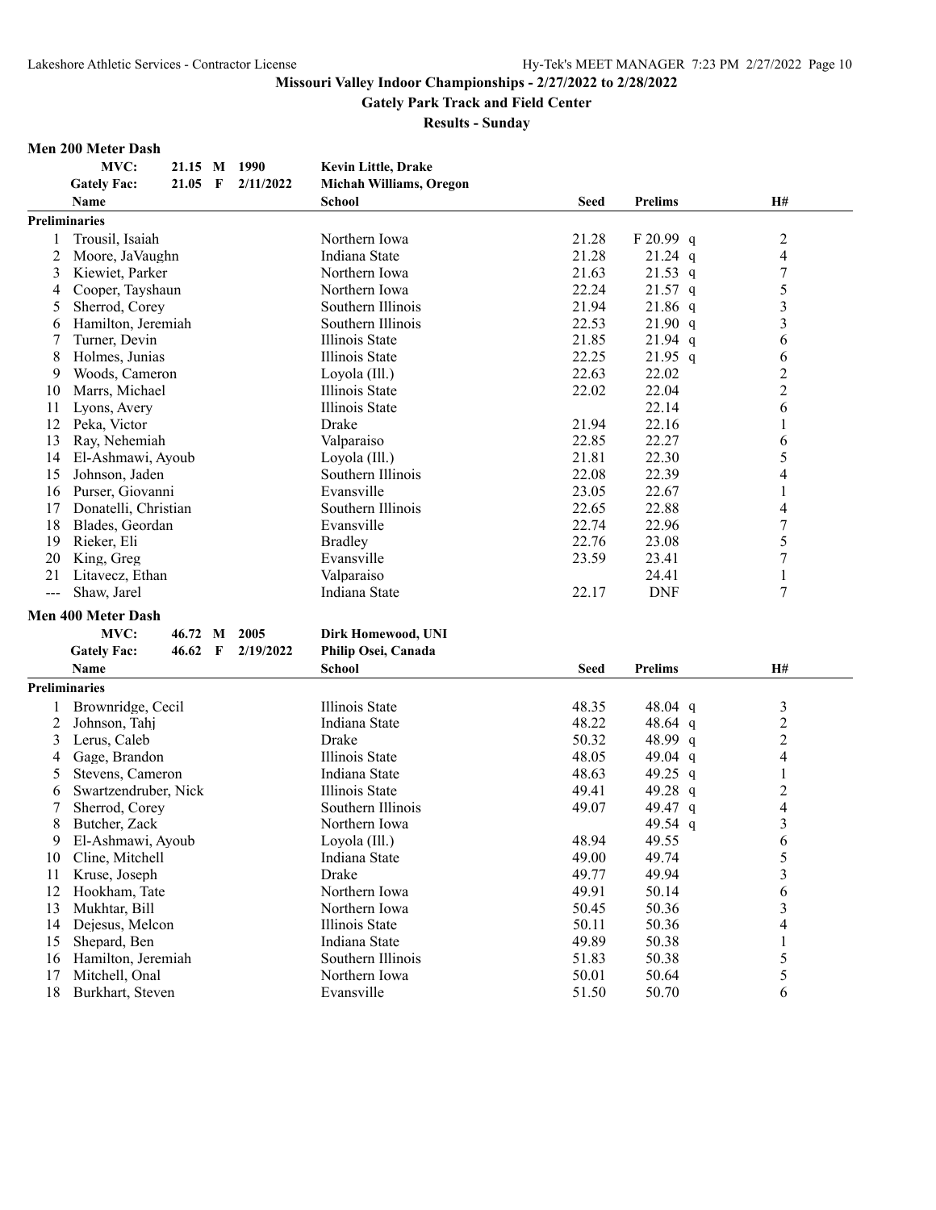Lakeshore Athletic Services - Contractor License

Hy-Tek's MEET MANAGER 7:23 PM 2/27/2022

# Missouri Valley Indoor Championships - 2/27/2022 to 2/28/2022

## Gately Park Track and Field Center

### Results - Sunday

### Men 200 Meter Dash

| | | | | |
|---|---|---|---|---|
| MVC: | 21.15 | M | 1990 | Kevin Little, Drake |
| Gately Fac: | 21.05 | F | 2/11/2022 | Michah Williams, Oregon |

| | Name | School | Seed | Prelims | | H# |
|---|---|---|---|---|---|---|
| **Preliminaries** | | | | | | |
| 1 | Trousil, Isaiah | Northern Iowa | 21.28 | F 20.99 | q | 2 |
| 2 | Moore, JaVaughn | Indiana State | 21.28 | 21.24 | q | 4 |
| 3 | Kiewiet, Parker | Northern Iowa | 21.63 | 21.53 | q | 7 |
| 4 | Cooper, Tayshaun | Northern Iowa | 22.24 | 21.57 | q | 5 |
| 5 | Sherrod, Corey | Southern Illinois | 21.94 | 21.86 | q | 3 |
| 6 | Hamilton, Jeremiah | Southern Illinois | 22.53 | 21.90 | q | 3 |
| 7 | Turner, Devin | Illinois State | 21.85 | 21.94 | q | 6 |
| 8 | Holmes, Junias | Illinois State | 22.25 | 21.95 | q | 6 |
| 9 | Woods, Cameron | Loyola (Ill.) | 22.63 | 22.02 | | 2 |
| 10 | Marrs, Michael | Illinois State | 22.02 | 22.04 | | 2 |
| 11 | Lyons, Avery | Illinois State | | 22.14 | | 6 |
| 12 | Peka, Victor | Drake | 21.94 | 22.16 | | 1 |
| 13 | Ray, Nehemiah | Valparaiso | 22.85 | 22.27 | | 6 |
| 14 | El-Ashmawi, Ayoub | Loyola (Ill.) | 21.81 | 22.30 | | 5 |
| 15 | Johnson, Jaden | Southern Illinois | 22.08 | 22.39 | | 4 |
| 16 | Purser, Giovanni | Evansville | 23.05 | 22.67 | | 1 |
| 17 | Donatelli, Christian | Southern Illinois | 22.65 | 22.88 | | 4 |
| 18 | Blades, Geordan | Evansville | 22.74 | 22.96 | | 7 |
| 19 | Rieker, Eli | Bradley | 22.76 | 23.08 | | 5 |
| 20 | King, Greg | Evansville | 23.59 | 23.41 | | 7 |
| 21 | Litavecz, Ethan | Valparaiso | | 24.41 | | 1 |
| --- | Shaw, Jarel | Indiana State | 22.17 | DNF | | 7 |

### Men 400 Meter Dash

| | | | | |
|---|---|---|---|---|
| MVC: | 46.72 | M | 2005 | Dirk Homewood, UNI |
| Gately Fac: | 46.62 | F | 2/19/2022 | Philip Osei, Canada |

| | Name | School | Seed | Prelims | | H# |
|---|---|---|---|---|---|---|
| **Preliminaries** | | | | | | |
| 1 | Brownridge, Cecil | Illinois State | 48.35 | 48.04 | q | 3 |
| 2 | Johnson, Tahj | Indiana State | 48.22 | 48.64 | q | 2 |
| 3 | Lerus, Caleb | Drake | 50.32 | 48.99 | q | 2 |
| 4 | Gage, Brandon | Illinois State | 48.05 | 49.04 | q | 4 |
| 5 | Stevens, Cameron | Indiana State | 48.63 | 49.25 | q | 1 |
| 6 | Swartzendruber, Nick | Illinois State | 49.41 | 49.28 | q | 2 |
| 7 | Sherrod, Corey | Southern Illinois | 49.07 | 49.47 | q | 4 |
| 8 | Butcher, Zack | Northern Iowa | | 49.54 | q | 3 |
| 9 | El-Ashmawi, Ayoub | Loyola (Ill.) | 48.94 | 49.55 | | 6 |
| 10 | Cline, Mitchell | Indiana State | 49.00 | 49.74 | | 5 |
| 11 | Kruse, Joseph | Drake | 49.77 | 49.94 | | 3 |
| 12 | Hookham, Tate | Northern Iowa | 49.91 | 50.14 | | 6 |
| 13 | Mukhtar, Bill | Northern Iowa | 50.45 | 50.36 | | 3 |
| 14 | Dejesus, Melcon | Illinois State | 50.11 | 50.36 | | 4 |
| 15 | Shepard, Ben | Indiana State | 49.89 | 50.38 | | 1 |
| 16 | Hamilton, Jeremiah | Southern Illinois | 51.83 | 50.38 | | 5 |
| 17 | Mitchell, Onal | Northern Iowa | 50.01 | 50.64 | | 5 |
| 18 | Burkhart, Steven | Evansville | 51.50 | 50.70 | | 6 |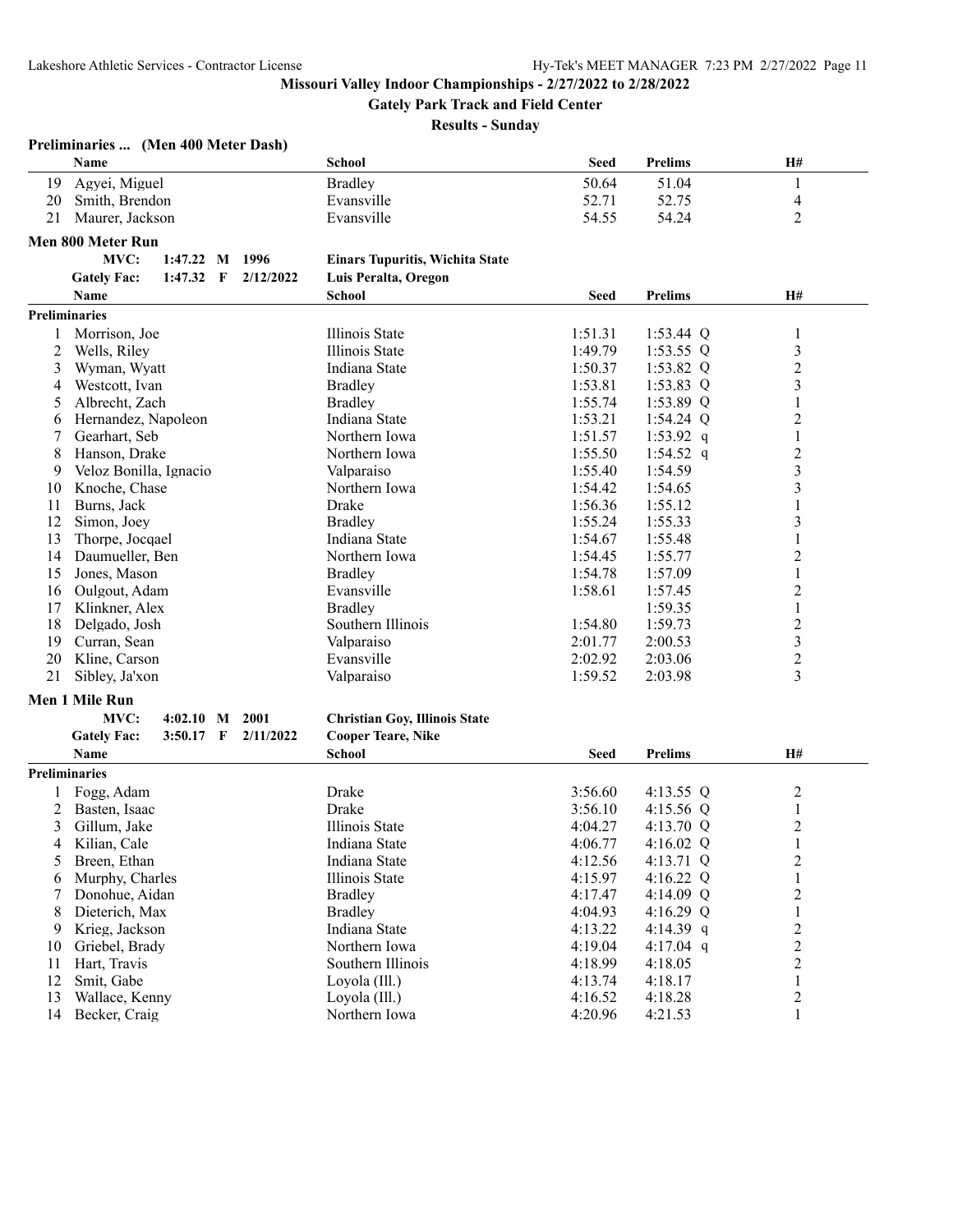**Missouri Valley Indoor Championships - 2/27/2022 to 2/28/2022**

**Gately Park Track and Field Center**

**Results - Sunday**

### Preliminaries ... (Men 400 Meter Dash)

| | Name | School | Seed | Prelims | H# |
|---|---|---|---|---|---|
| 19 | Agyei, Miguel | Bradley | 50.64 | 51.04 | 1 |
| 20 | Smith, Brendon | Evansville | 52.71 | 52.75 | 4 |
| 21 | Maurer, Jackson | Evansville | 54.55 | 54.24 | 2 |

### Men 800 Meter Run

MVC: 1:47.22 M 1996 — **Einars Tupuritis, Wichita State**
Gately Fac: 1:47.32 F 2/12/2022 — **Luis Peralta, Oregon**

**Preliminaries**

| | Name | School | Seed | Prelims | H# |
|---|---|---|---|---|---|
| 1 | Morrison, Joe | Illinois State | 1:51.31 | 1:53.44 Q | 1 |
| 2 | Wells, Riley | Illinois State | 1:49.79 | 1:53.55 Q | 3 |
| 3 | Wyman, Wyatt | Indiana State | 1:50.37 | 1:53.82 Q | 2 |
| 4 | Westcott, Ivan | Bradley | 1:53.81 | 1:53.83 Q | 3 |
| 5 | Albrecht, Zach | Bradley | 1:55.74 | 1:53.89 Q | 1 |
| 6 | Hernandez, Napoleon | Indiana State | 1:53.21 | 1:54.24 Q | 2 |
| 7 | Gearhart, Seb | Northern Iowa | 1:51.57 | 1:53.92 q | 1 |
| 8 | Hanson, Drake | Northern Iowa | 1:55.50 | 1:54.52 q | 2 |
| 9 | Veloz Bonilla, Ignacio | Valparaiso | 1:55.40 | 1:54.59 | 3 |
| 10 | Knoche, Chase | Northern Iowa | 1:54.42 | 1:54.65 | 3 |
| 11 | Burns, Jack | Drake | 1:56.36 | 1:55.12 | 1 |
| 12 | Simon, Joey | Bradley | 1:55.24 | 1:55.33 | 3 |
| 13 | Thorpe, Jocqael | Indiana State | 1:54.67 | 1:55.48 | 1 |
| 14 | Daumueller, Ben | Northern Iowa | 1:54.45 | 1:55.77 | 2 |
| 15 | Jones, Mason | Bradley | 1:54.78 | 1:57.09 | 1 |
| 16 | Oulgout, Adam | Evansville | 1:58.61 | 1:57.45 | 2 |
| 17 | Klinkner, Alex | Bradley | | 1:59.35 | 1 |
| 18 | Delgado, Josh | Southern Illinois | 1:54.80 | 1:59.73 | 2 |
| 19 | Curran, Sean | Valparaiso | 2:01.77 | 2:00.53 | 3 |
| 20 | Kline, Carson | Evansville | 2:02.92 | 2:03.06 | 2 |
| 21 | Sibley, Ja'xon | Valparaiso | 1:59.52 | 2:03.98 | 3 |

### Men 1 Mile Run

MVC: 4:02.10 M 2001 — **Christian Goy, Illinois State**
Gately Fac: 3:50.17 F 2/11/2022 — **Cooper Teare, Nike**

**Preliminaries**

| | Name | School | Seed | Prelims | H# |
|---|---|---|---|---|---|
| 1 | Fogg, Adam | Drake | 3:56.60 | 4:13.55 Q | 2 |
| 2 | Basten, Isaac | Drake | 3:56.10 | 4:15.56 Q | 1 |
| 3 | Gillum, Jake | Illinois State | 4:04.27 | 4:13.70 Q | 2 |
| 4 | Kilian, Cale | Indiana State | 4:06.77 | 4:16.02 Q | 1 |
| 5 | Breen, Ethan | Indiana State | 4:12.56 | 4:13.71 Q | 2 |
| 6 | Murphy, Charles | Illinois State | 4:15.97 | 4:16.22 Q | 1 |
| 7 | Donohue, Aidan | Bradley | 4:17.47 | 4:14.09 Q | 2 |
| 8 | Dieterich, Max | Bradley | 4:04.93 | 4:16.29 Q | 1 |
| 9 | Krieg, Jackson | Indiana State | 4:13.22 | 4:14.39 q | 2 |
| 10 | Griebel, Brady | Northern Iowa | 4:19.04 | 4:17.04 q | 2 |
| 11 | Hart, Travis | Southern Illinois | 4:18.99 | 4:18.05 | 2 |
| 12 | Smit, Gabe | Loyola (Ill.) | 4:13.74 | 4:18.17 | 1 |
| 13 | Wallace, Kenny | Loyola (Ill.) | 4:16.52 | 4:18.28 | 2 |
| 14 | Becker, Craig | Northern Iowa | 4:20.96 | 4:21.53 | 1 |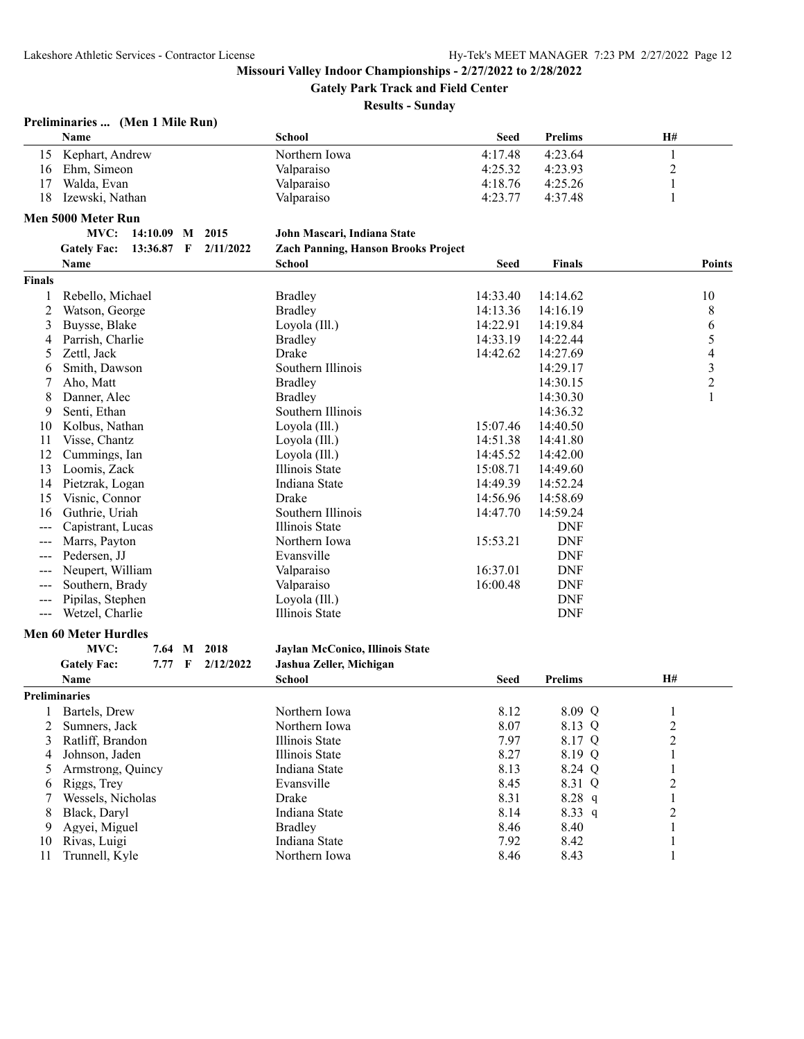**Missouri Valley Indoor Championships - 2/27/2022 to 2/28/2022**

**Gately Park Track and Field Center**

**Results - Sunday**

### Preliminaries ... (Men 1 Mile Run)

| | Name | School | Seed | Prelims | H# |
|---|---|---|---|---|---|
| 15 | Kephart, Andrew | Northern Iowa | 4:17.48 | 4:23.64 | 1 |
| 16 | Ehm, Simeon | Valparaiso | 4:25.32 | 4:23.93 | 2 |
| 17 | Walda, Evan | Valparaiso | 4:18.76 | 4:25.26 | 1 |
| 18 | Izewski, Nathan | Valparaiso | 4:23.77 | 4:37.48 | 1 |

### Men 5000 Meter Run

**MVC:** 14:10.09 M 2015 — **John Mascari, Indiana State**

**Gately Fac:** 13:36.87 F 2/11/2022 — **Zach Panning, Hanson Brooks Project**

**Finals**

| | Name | School | Seed | Finals | Points |
|---|---|---|---|---|---|
| 1 | Rebello, Michael | Bradley | 14:33.40 | 14:14.62 | 10 |
| 2 | Watson, George | Bradley | 14:13.36 | 14:16.19 | 8 |
| 3 | Buysse, Blake | Loyola (Ill.) | 14:22.91 | 14:19.84 | 6 |
| 4 | Parrish, Charlie | Bradley | 14:33.19 | 14:22.44 | 5 |
| 5 | Zettl, Jack | Drake | 14:42.62 | 14:27.69 | 4 |
| 6 | Smith, Dawson | Southern Illinois | | 14:29.17 | 3 |
| 7 | Aho, Matt | Bradley | | 14:30.15 | 2 |
| 8 | Danner, Alec | Bradley | | 14:30.30 | 1 |
| 9 | Senti, Ethan | Southern Illinois | | 14:36.32 | |
| 10 | Kolbus, Nathan | Loyola (Ill.) | 15:07.46 | 14:40.50 | |
| 11 | Visse, Chantz | Loyola (Ill.) | 14:51.38 | 14:41.80 | |
| 12 | Cummings, Ian | Loyola (Ill.) | 14:45.52 | 14:42.00 | |
| 13 | Loomis, Zack | Illinois State | 15:08.71 | 14:49.60 | |
| 14 | Pietzrak, Logan | Indiana State | 14:49.39 | 14:52.24 | |
| 15 | Visnic, Connor | Drake | 14:56.96 | 14:58.69 | |
| 16 | Guthrie, Uriah | Southern Illinois | 14:47.70 | 14:59.24 | |
| --- | Capistrant, Lucas | Illinois State | | DNF | |
| --- | Marrs, Payton | Northern Iowa | 15:53.21 | DNF | |
| --- | Pedersen, JJ | Evansville | | DNF | |
| --- | Neupert, William | Valparaiso | 16:37.01 | DNF | |
| --- | Southern, Brady | Valparaiso | 16:00.48 | DNF | |
| --- | Pipilas, Stephen | Loyola (Ill.) | | DNF | |
| --- | Wetzel, Charlie | Illinois State | | DNF | |

### Men 60 Meter Hurdles

**MVC:** 7.64 M 2018 — **Jaylan McConico, Illinois State**

**Gately Fac:** 7.77 F 2/12/2022 — **Jashua Zeller, Michigan**

**Preliminaries**

| | Name | School | Seed | Prelims | H# |
|---|---|---|---|---|---|
| 1 | Bartels, Drew | Northern Iowa | 8.12 | 8.09 Q | 1 |
| 2 | Sumners, Jack | Northern Iowa | 8.07 | 8.13 Q | 2 |
| 3 | Ratliff, Brandon | Illinois State | 7.97 | 8.17 Q | 2 |
| 4 | Johnson, Jaden | Illinois State | 8.27 | 8.19 Q | 1 |
| 5 | Armstrong, Quincy | Indiana State | 8.13 | 8.24 Q | 1 |
| 6 | Riggs, Trey | Evansville | 8.45 | 8.31 Q | 2 |
| 7 | Wessels, Nicholas | Drake | 8.31 | 8.28 q | 1 |
| 8 | Black, Daryl | Indiana State | 8.14 | 8.33 q | 2 |
| 9 | Agyei, Miguel | Bradley | 8.46 | 8.40 | 1 |
| 10 | Rivas, Luigi | Indiana State | 7.92 | 8.42 | 1 |
| 11 | Trunnell, Kyle | Northern Iowa | 8.46 | 8.43 | 1 |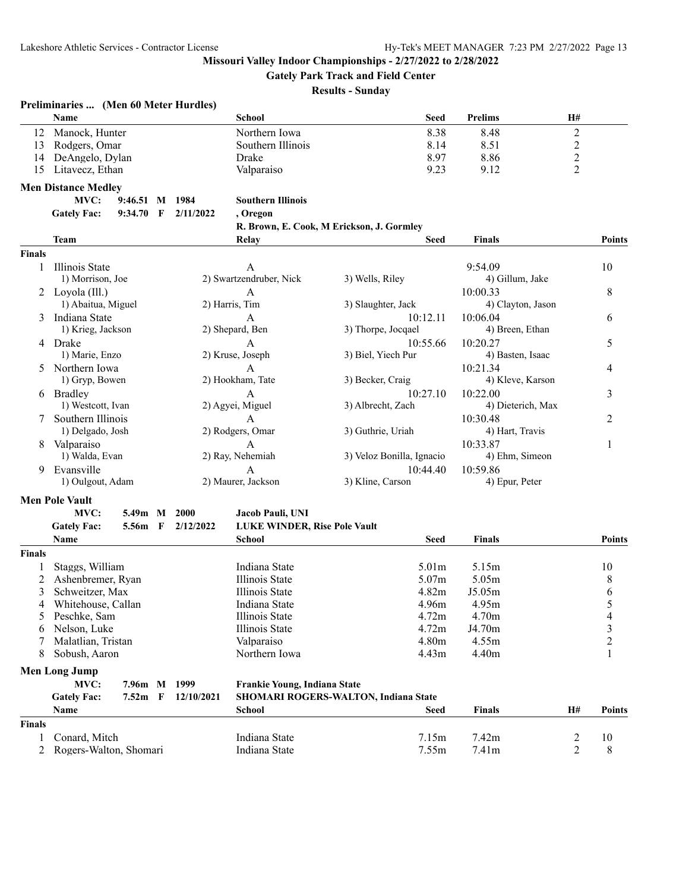## Missouri Valley Indoor Championships - 2/27/2022 to 2/28/2022

### Gately Park Track and Field Center

#### Results - Sunday

**Preliminaries ... (Men 60 Meter Hurdles)**

| | Name | School | Seed | Prelims | H# |
|---|---|---|---|---|---|
| 12 | Manock, Hunter | Northern Iowa | 8.38 | 8.48 | 2 |
| 13 | Rodgers, Omar | Southern Illinois | 8.14 | 8.51 | 2 |
| 14 | DeAngelo, Dylan | Drake | 8.97 | 8.86 | 2 |
| 15 | Litavecz, Ethan | Valparaiso | 9.23 | 9.12 | 2 |

**Men Distance Medley**

MVC: 9:46.51 M 1984 — **Southern Illinois**

Gately Fac: 9:34.70 F 2/11/2022 — **, Oregon**

**R. Brown, E. Cook, M Erickson, J. Gormley**

| | Team | Relay | | Seed | Finals | Points |
|---|---|---|---|---|---|---|
| **Finals** | | | | | | |
| 1 | Illinois State | A | | | 9:54.09 | 10 |
| | 1) Morrison, Joe | 2) Swartzendruber, Nick | 3) Wells, Riley | | 4) Gillum, Jake | |
| 2 | Loyola (Ill.) | A | | | 10:00.33 | 8 |
| | 1) Abaitua, Miguel | 2) Harris, Tim | 3) Slaughter, Jack | | 4) Clayton, Jason | |
| 3 | Indiana State | A | | 10:12.11 | 10:06.04 | 6 |
| | 1) Krieg, Jackson | 2) Shepard, Ben | 3) Thorpe, Jocqael | | 4) Breen, Ethan | |
| 4 | Drake | A | | 10:55.66 | 10:20.27 | 5 |
| | 1) Marie, Enzo | 2) Kruse, Joseph | 3) Biel, Yiech Pur | | 4) Basten, Isaac | |
| 5 | Northern Iowa | A | | | 10:21.34 | 4 |
| | 1) Gryp, Bowen | 2) Hookham, Tate | 3) Becker, Craig | | 4) Kleve, Karson | |
| 6 | Bradley | A | | 10:27.10 | 10:22.00 | 3 |
| | 1) Westcott, Ivan | 2) Agyei, Miguel | 3) Albrecht, Zach | | 4) Dieterich, Max | |
| 7 | Southern Illinois | A | | | 10:30.48 | 2 |
| | 1) Delgado, Josh | 2) Rodgers, Omar | 3) Guthrie, Uriah | | 4) Hart, Travis | |
| 8 | Valparaiso | A | | | 10:33.87 | 1 |
| | 1) Walda, Evan | 2) Ray, Nehemiah | 3) Veloz Bonilla, Ignacio | | 4) Ehm, Simeon | |
| 9 | Evansville | A | | 10:44.40 | 10:59.86 | |
| | 1) Oulgout, Adam | 2) Maurer, Jackson | 3) Kline, Carson | | 4) Epur, Peter | |

**Men Pole Vault**

MVC: 5.49m M 2000 — **Jacob Pauli, UNI**

Gately Fac: 5.56m F 2/12/2022 — **LUKE WINDER, Rise Pole Vault**

| | Name | School | Seed | Finals | Points |
|---|---|---|---|---|---|
| **Finals** | | | | | |
| 1 | Staggs, William | Indiana State | 5.01m | 5.15m | 10 |
| 2 | Ashenbremer, Ryan | Illinois State | 5.07m | 5.05m | 8 |
| 3 | Schweitzer, Max | Illinois State | 4.82m | J5.05m | 6 |
| 4 | Whitehouse, Callan | Indiana State | 4.96m | 4.95m | 5 |
| 5 | Peschke, Sam | Illinois State | 4.72m | 4.70m | 4 |
| 6 | Nelson, Luke | Illinois State | 4.72m | J4.70m | 3 |
| 7 | Malatlian, Tristan | Valparaiso | 4.80m | 4.55m | 2 |
| 8 | Sobush, Aaron | Northern Iowa | 4.43m | 4.40m | 1 |

**Men Long Jump**

MVC: 7.96m M 1999 — **Frankie Young, Indiana State**

Gately Fac: 7.52m F 12/10/2021 — **SHOMARI ROGERS-WALTON, Indiana State**

| | Name | School | Seed | Finals | H# | Points |
|---|---|---|---|---|---|---|
| **Finals** | | | | | | |
| 1 | Conard, Mitch | Indiana State | 7.15m | 7.42m | 2 | 10 |
| 2 | Rogers-Walton, Shomari | Indiana State | 7.55m | 7.41m | 2 | 8 |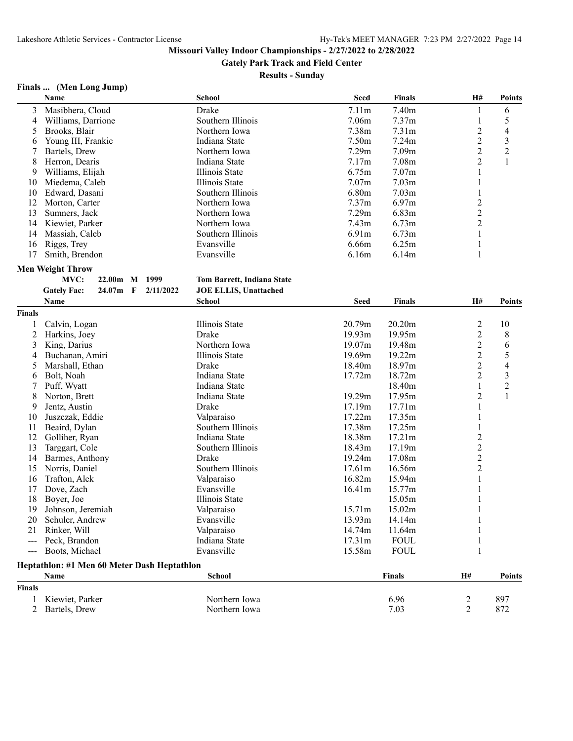**Missouri Valley Indoor Championships - 2/27/2022 to 2/28/2022**

**Gately Park Track and Field Center**

**Results - Sunday**

### Finals ... (Men Long Jump)

| | Name | School | Seed | Finals | H# | Points |
|---|---|---|---|---|---|---|
| 3 | Masibhera, Cloud | Drake | 7.11m | 7.40m | 1 | 6 |
| 4 | Williams, Darrione | Southern Illinois | 7.06m | 7.37m | 1 | 5 |
| 5 | Brooks, Blair | Northern Iowa | 7.38m | 7.31m | 2 | 4 |
| 6 | Young III, Frankie | Indiana State | 7.50m | 7.24m | 2 | 3 |
| 7 | Bartels, Drew | Northern Iowa | 7.29m | 7.09m | 2 | 2 |
| 8 | Herron, Dearis | Indiana State | 7.17m | 7.08m | 2 | 1 |
| 9 | Williams, Elijah | Illinois State | 6.75m | 7.07m | 1 | |
| 10 | Miedema, Caleb | Illinois State | 7.07m | 7.03m | 1 | |
| 10 | Edward, Dasani | Southern Illinois | 6.80m | 7.03m | 1 | |
| 12 | Morton, Carter | Northern Iowa | 7.37m | 6.97m | 2 | |
| 13 | Sumners, Jack | Northern Iowa | 7.29m | 6.83m | 2 | |
| 14 | Kiewiet, Parker | Northern Iowa | 7.43m | 6.73m | 2 | |
| 14 | Massiah, Caleb | Southern Illinois | 6.91m | 6.73m | 1 | |
| 16 | Riggs, Trey | Evansville | 6.66m | 6.25m | 1 | |
| 17 | Smith, Brendon | Evansville | 6.16m | 6.14m | 1 | |

### Men Weight Throw

MVC: 22.00m M 1999 — Tom Barrett, Indiana State

Gately Fac: 24.07m F 2/11/2022 — JOE ELLIS, Unattached

**Finals**

| | Name | School | Seed | Finals | H# | Points |
|---|---|---|---|---|---|---|
| 1 | Calvin, Logan | Illinois State | 20.79m | 20.20m | 2 | 10 |
| 2 | Harkins, Joey | Drake | 19.93m | 19.95m | 2 | 8 |
| 3 | King, Darius | Northern Iowa | 19.07m | 19.48m | 2 | 6 |
| 4 | Buchanan, Amiri | Illinois State | 19.69m | 19.22m | 2 | 5 |
| 5 | Marshall, Ethan | Drake | 18.40m | 18.97m | 2 | 4 |
| 6 | Bolt, Noah | Indiana State | 17.72m | 18.72m | 2 | 3 |
| 7 | Puff, Wyatt | Indiana State | | 18.40m | 1 | 2 |
| 8 | Norton, Brett | Indiana State | 19.29m | 17.95m | 2 | 1 |
| 9 | Jentz, Austin | Drake | 17.19m | 17.71m | 1 | |
| 10 | Juszczak, Eddie | Valparaiso | 17.22m | 17.35m | 1 | |
| 11 | Beaird, Dylan | Southern Illinois | 17.38m | 17.25m | 1 | |
| 12 | Golliher, Ryan | Indiana State | 18.38m | 17.21m | 2 | |
| 13 | Targgart, Cole | Southern Illinois | 18.43m | 17.19m | 2 | |
| 14 | Barmes, Anthony | Drake | 19.24m | 17.08m | 2 | |
| 15 | Norris, Daniel | Southern Illinois | 17.61m | 16.56m | 2 | |
| 16 | Trafton, Alek | Valparaiso | 16.82m | 15.94m | 1 | |
| 17 | Dove, Zach | Evansville | 16.41m | 15.77m | 1 | |
| 18 | Boyer, Joe | Illinois State | | 15.05m | 1 | |
| 19 | Johnson, Jeremiah | Valparaiso | 15.71m | 15.02m | 1 | |
| 20 | Schuler, Andrew | Evansville | 13.93m | 14.14m | 1 | |
| 21 | Rinker, Will | Valparaiso | 14.74m | 11.64m | 1 | |
| --- | Peck, Brandon | Indiana State | 17.31m | FOUL | 1 | |
| --- | Boots, Michael | Evansville | 15.58m | FOUL | 1 | |

### Heptathlon: #1 Men 60 Meter Dash Heptathlon

**Finals**

| | Name | School | Finals | H# | Points |
|---|---|---|---|---|---|
| 1 | Kiewiet, Parker | Northern Iowa | 6.96 | 2 | 897 |
| 2 | Bartels, Drew | Northern Iowa | 7.03 | 2 | 872 |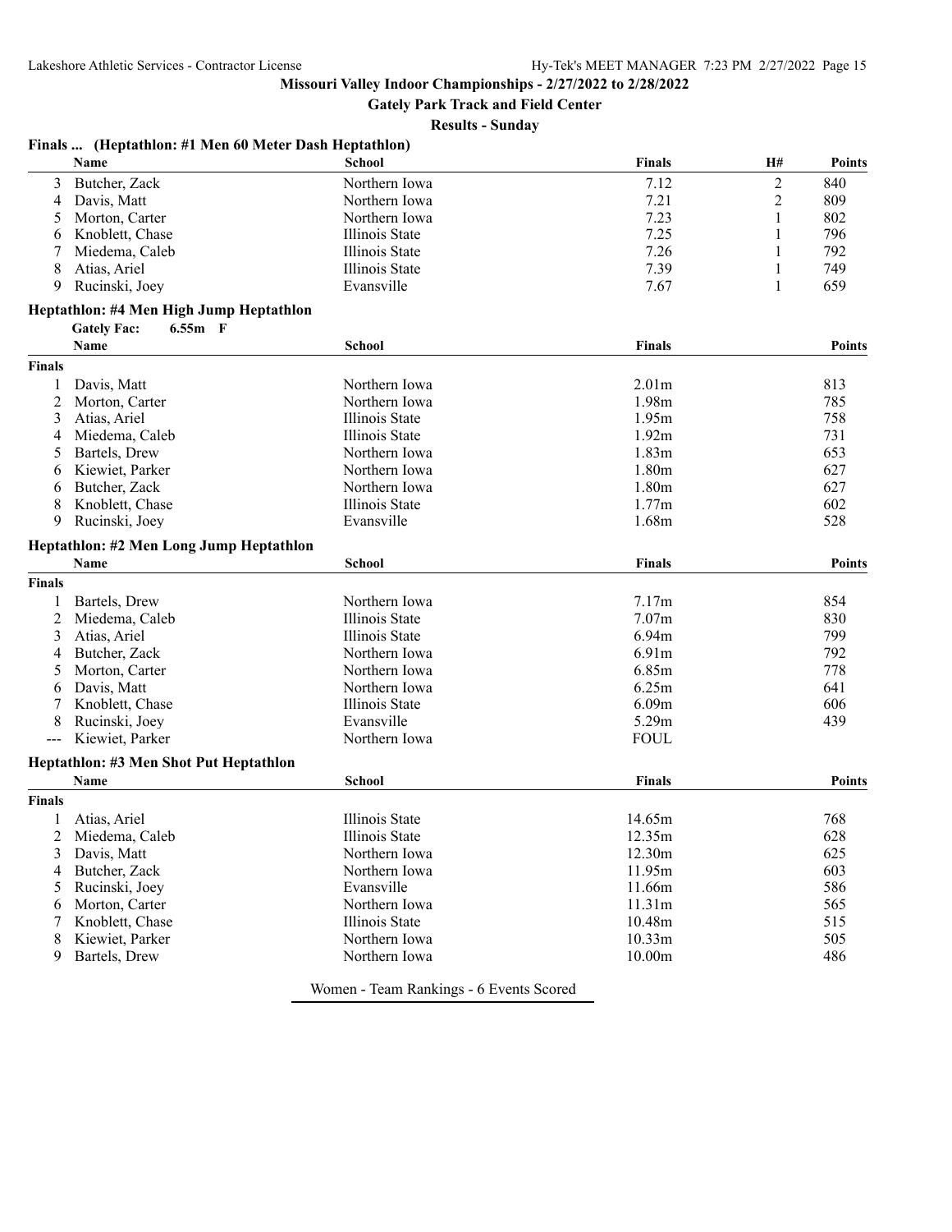## Missouri Valley Indoor Championships - 2/27/2022 to 2/28/2022

**Gately Park Track and Field Center**

**Results - Sunday**

### Finals ... (Heptathlon: #1 Men 60 Meter Dash Heptathlon)

| | Name | School | Finals | H# | Points |
|---|---|---|---|---|---|
| 3 | Butcher, Zack | Northern Iowa | 7.12 | 2 | 840 |
| 4 | Davis, Matt | Northern Iowa | 7.21 | 2 | 809 |
| 5 | Morton, Carter | Northern Iowa | 7.23 | 1 | 802 |
| 6 | Knoblett, Chase | Illinois State | 7.25 | 1 | 796 |
| 7 | Miedema, Caleb | Illinois State | 7.26 | 1 | 792 |
| 8 | Atias, Ariel | Illinois State | 7.39 | 1 | 749 |
| 9 | Rucinski, Joey | Evansville | 7.67 | 1 | 659 |

### Heptathlon: #4 Men High Jump Heptathlon

Gately Fac: 6.55m F

| | Name | School | Finals | Points |
|---|---|---|---|---|
| **Finals** | | | | |
| 1 | Davis, Matt | Northern Iowa | 2.01m | 813 |
| 2 | Morton, Carter | Northern Iowa | 1.98m | 785 |
| 3 | Atias, Ariel | Illinois State | 1.95m | 758 |
| 4 | Miedema, Caleb | Illinois State | 1.92m | 731 |
| 5 | Bartels, Drew | Northern Iowa | 1.83m | 653 |
| 6 | Kiewiet, Parker | Northern Iowa | 1.80m | 627 |
| 6 | Butcher, Zack | Northern Iowa | 1.80m | 627 |
| 8 | Knoblett, Chase | Illinois State | 1.77m | 602 |
| 9 | Rucinski, Joey | Evansville | 1.68m | 528 |

### Heptathlon: #2 Men Long Jump Heptathlon

| | Name | School | Finals | Points |
|---|---|---|---|---|
| **Finals** | | | | |
| 1 | Bartels, Drew | Northern Iowa | 7.17m | 854 |
| 2 | Miedema, Caleb | Illinois State | 7.07m | 830 |
| 3 | Atias, Ariel | Illinois State | 6.94m | 799 |
| 4 | Butcher, Zack | Northern Iowa | 6.91m | 792 |
| 5 | Morton, Carter | Northern Iowa | 6.85m | 778 |
| 6 | Davis, Matt | Northern Iowa | 6.25m | 641 |
| 7 | Knoblett, Chase | Illinois State | 6.09m | 606 |
| 8 | Rucinski, Joey | Evansville | 5.29m | 439 |
| --- | Kiewiet, Parker | Northern Iowa | FOUL | |

### Heptathlon: #3 Men Shot Put Heptathlon

| | Name | School | Finals | Points |
|---|---|---|---|---|
| **Finals** | | | | |
| 1 | Atias, Ariel | Illinois State | 14.65m | 768 |
| 2 | Miedema, Caleb | Illinois State | 12.35m | 628 |
| 3 | Davis, Matt | Northern Iowa | 12.30m | 625 |
| 4 | Butcher, Zack | Northern Iowa | 11.95m | 603 |
| 5 | Rucinski, Joey | Evansville | 11.66m | 586 |
| 6 | Morton, Carter | Northern Iowa | 11.31m | 565 |
| 7 | Knoblett, Chase | Illinois State | 10.48m | 515 |
| 8 | Kiewiet, Parker | Northern Iowa | 10.33m | 505 |
| 9 | Bartels, Drew | Northern Iowa | 10.00m | 486 |

Women - Team Rankings - 6 Events Scored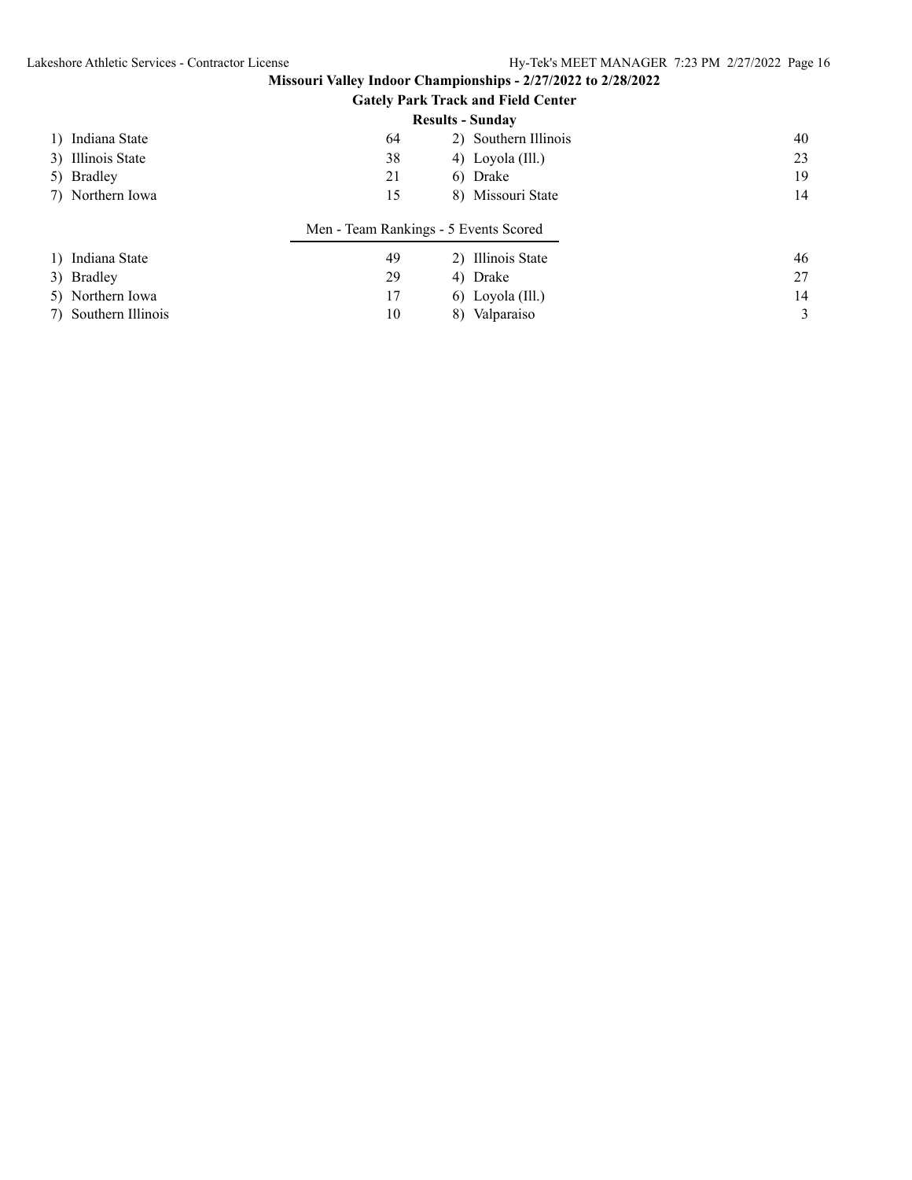**Missouri Valley Indoor Championships - 2/27/2022 to 2/28/2022**

**Gately Park Track and Field Center**

**Results - Sunday**

| | | | |
|---|---|---|---|
| 1) Indiana State | 64 | 2) Southern Illinois | 40 |
| 3) Illinois State | 38 | 4) Loyola (Ill.) | 23 |
| 5) Bradley | 21 | 6) Drake | 19 |
| 7) Northern Iowa | 15 | 8) Missouri State | 14 |

Men - Team Rankings - 5 Events Scored

| | | | |
|---|---|---|---|
| 1) Indiana State | 49 | 2) Illinois State | 46 |
| 3) Bradley | 29 | 4) Drake | 27 |
| 5) Northern Iowa | 17 | 6) Loyola (Ill.) | 14 |
| 7) Southern Illinois | 10 | 8) Valparaiso | 3 |